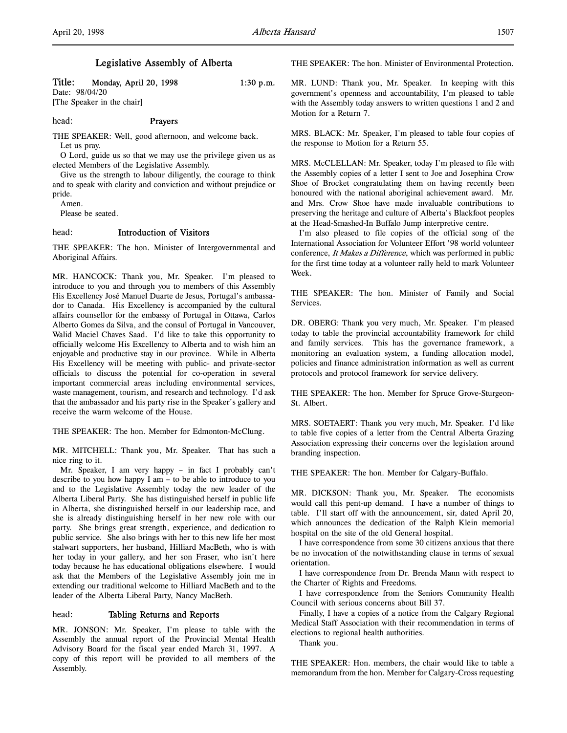# Legislative Assembly of Alberta

**Title: Monday, April 20, 1998 1:30 p.m.**
Date: 98/04/20
[The Speaker in the chair]

## head: Prayers

THE SPEAKER: Well, good afternoon, and welcome back.

Let us pray.

O Lord, guide us so that we may use the privilege given us as elected Members of the Legislative Assembly.

Give us the strength to labour diligently, the courage to think and to speak with clarity and conviction and without prejudice or pride.

Amen.

Please be seated.

## head: Introduction of Visitors

THE SPEAKER: The hon. Minister of Intergovernmental and Aboriginal Affairs.

MR. HANCOCK: Thank you, Mr. Speaker. I'm pleased to introduce to you and through you to members of this Assembly His Excellency José Manuel Duarte de Jesus, Portugal's ambassador to Canada. His Excellency is accompanied by the cultural affairs counsellor for the embassy of Portugal in Ottawa, Carlos Alberto Gomes da Silva, and the consul of Portugal in Vancouver, Walid Maciel Chaves Saad. I'd like to take this opportunity to officially welcome His Excellency to Alberta and to wish him an enjoyable and productive stay in our province. While in Alberta His Excellency will be meeting with public- and private-sector officials to discuss the potential for co-operation in several important commercial areas including environmental services, waste management, tourism, and research and technology. I'd ask that the ambassador and his party rise in the Speaker's gallery and receive the warm welcome of the House.

THE SPEAKER: The hon. Member for Edmonton-McClung.

MR. MITCHELL: Thank you, Mr. Speaker. That has such a nice ring to it.

Mr. Speaker, I am very happy – in fact I probably can't describe to you how happy I am – to be able to introduce to you and to the Legislative Assembly today the new leader of the Alberta Liberal Party. She has distinguished herself in public life in Alberta, she distinguished herself in our leadership race, and she is already distinguishing herself in her new role with our party. She brings great strength, experience, and dedication to public service. She also brings with her to this new life her most stalwart supporters, her husband, Hilliard MacBeth, who is with her today in your gallery, and her son Fraser, who isn't here today because he has educational obligations elsewhere. I would ask that the Members of the Legislative Assembly join me in extending our traditional welcome to Hilliard MacBeth and to the leader of the Alberta Liberal Party, Nancy MacBeth.

## head: Tabling Returns and Reports

MR. JONSON: Mr. Speaker, I'm please to table with the Assembly the annual report of the Provincial Mental Health Advisory Board for the fiscal year ended March 31, 1997. A copy of this report will be provided to all members of the Assembly.

THE SPEAKER: The hon. Minister of Environmental Protection.

MR. LUND: Thank you, Mr. Speaker. In keeping with this government's openness and accountability, I'm pleased to table with the Assembly today answers to written questions 1 and 2 and Motion for a Return 7.

MRS. BLACK: Mr. Speaker, I'm pleased to table four copies of the response to Motion for a Return 55.

MRS. McCLELLAN: Mr. Speaker, today I'm pleased to file with the Assembly copies of a letter I sent to Joe and Josephina Crow Shoe of Brocket congratulating them on having recently been honoured with the national aboriginal achievement award. Mr. and Mrs. Crow Shoe have made invaluable contributions to preserving the heritage and culture of Alberta's Blackfoot peoples at the Head-Smashed-In Buffalo Jump interpretive centre.

I'm also pleased to file copies of the official song of the International Association for Volunteer Effort '98 world volunteer conference, *It Makes a Difference*, which was performed in public for the first time today at a volunteer rally held to mark Volunteer Week.

THE SPEAKER: The hon. Minister of Family and Social Services.

DR. OBERG: Thank you very much, Mr. Speaker. I'm pleased today to table the provincial accountability framework for child and family services. This has the governance framework, a monitoring an evaluation system, a funding allocation model, policies and finance administration information as well as current protocols and protocol framework for service delivery.

THE SPEAKER: The hon. Member for Spruce Grove-Sturgeon-St. Albert.

MRS. SOETAERT: Thank you very much, Mr. Speaker. I'd like to table five copies of a letter from the Central Alberta Grazing Association expressing their concerns over the legislation around branding inspection.

THE SPEAKER: The hon. Member for Calgary-Buffalo.

MR. DICKSON: Thank you, Mr. Speaker. The economists would call this pent-up demand. I have a number of things to table. I'll start off with the announcement, sir, dated April 20, which announces the dedication of the Ralph Klein memorial hospital on the site of the old General hospital.

I have correspondence from some 30 citizens anxious that there be no invocation of the notwithstanding clause in terms of sexual orientation.

I have correspondence from Dr. Brenda Mann with respect to the Charter of Rights and Freedoms.

I have correspondence from the Seniors Community Health Council with serious concerns about Bill 37.

Finally, I have a copies of a notice from the Calgary Regional Medical Staff Association with their recommendation in terms of elections to regional health authorities.

Thank you.

THE SPEAKER: Hon. members, the chair would like to table a memorandum from the hon. Member for Calgary-Cross requesting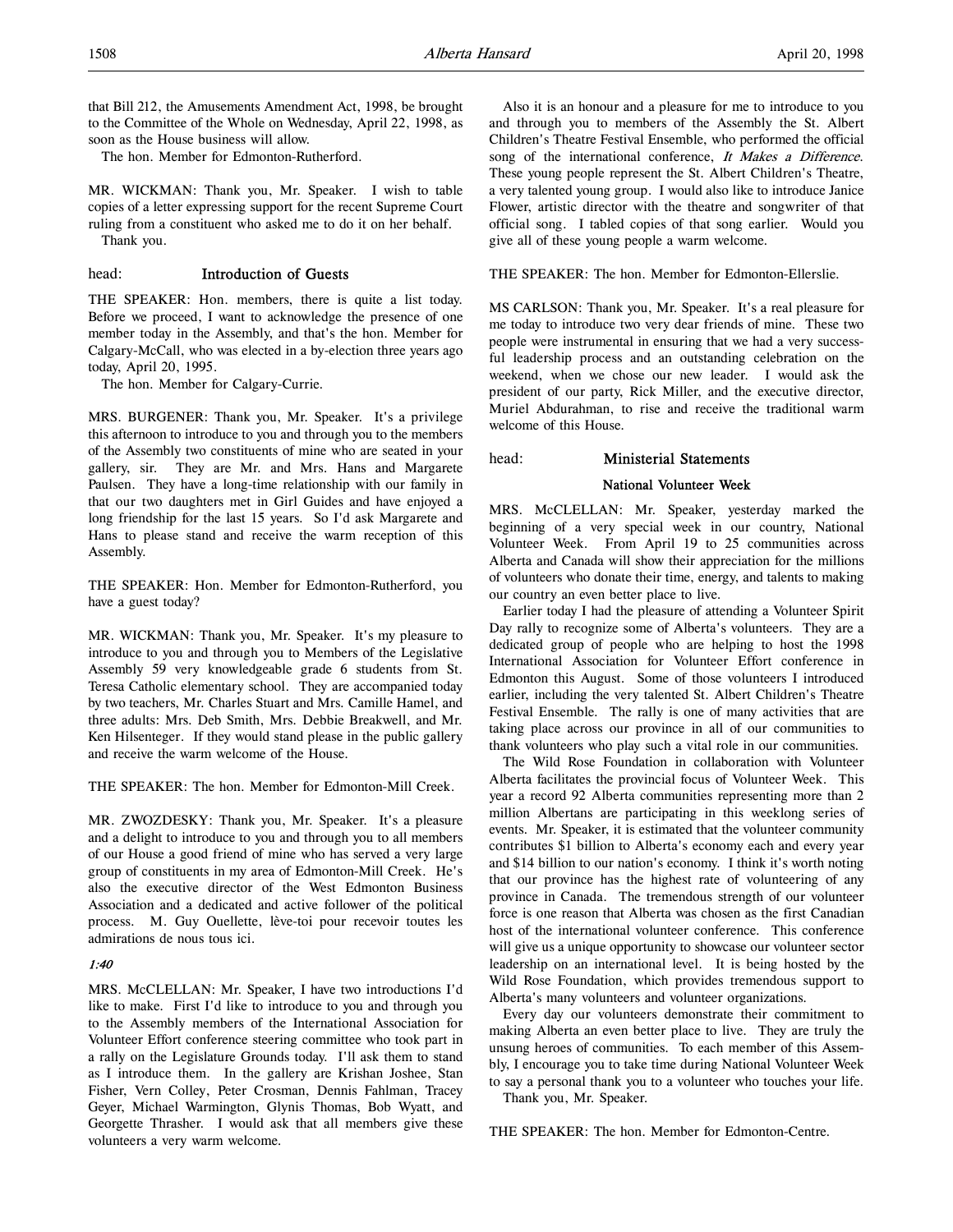that Bill 212, the Amusements Amendment Act, 1998, be brought to the Committee of the Whole on Wednesday, April 22, 1998, as soon as the House business will allow.

The hon. Member for Edmonton-Rutherford.

MR. WICKMAN: Thank you, Mr. Speaker. I wish to table copies of a letter expressing support for the recent Supreme Court ruling from a constituent who asked me to do it on her behalf.

Thank you.

## head: Introduction of Guests

THE SPEAKER: Hon. members, there is quite a list today. Before we proceed, I want to acknowledge the presence of one member today in the Assembly, and that's the hon. Member for Calgary-McCall, who was elected in a by-election three years ago today, April 20, 1995.

The hon. Member for Calgary-Currie.

MRS. BURGENER: Thank you, Mr. Speaker. It's a privilege this afternoon to introduce to you and through you to the members of the Assembly two constituents of mine who are seated in your gallery, sir. They are Mr. and Mrs. Hans and Margarete Paulsen. They have a long-time relationship with our family in that our two daughters met in Girl Guides and have enjoyed a long friendship for the last 15 years. So I'd ask Margarete and Hans to please stand and receive the warm reception of this Assembly.

THE SPEAKER: Hon. Member for Edmonton-Rutherford, you have a guest today?

MR. WICKMAN: Thank you, Mr. Speaker. It's my pleasure to introduce to you and through you to Members of the Legislative Assembly 59 very knowledgeable grade 6 students from St. Teresa Catholic elementary school. They are accompanied today by two teachers, Mr. Charles Stuart and Mrs. Camille Hamel, and three adults: Mrs. Deb Smith, Mrs. Debbie Breakwell, and Mr. Ken Hilsenteger. If they would stand please in the public gallery and receive the warm welcome of the House.

THE SPEAKER: The hon. Member for Edmonton-Mill Creek.

MR. ZWOZDESKY: Thank you, Mr. Speaker. It's a pleasure and a delight to introduce to you and through you to all members of our House a good friend of mine who has served a very large group of constituents in my area of Edmonton-Mill Creek. He's also the executive director of the West Edmonton Business Association and a dedicated and active follower of the political process. M. Guy Ouellette, lève-toi pour recevoir toutes les admirations de nous tous ici.

*1:40*

MRS. McCLELLAN: Mr. Speaker, I have two introductions I'd like to make. First I'd like to introduce to you and through you to the Assembly members of the International Association for Volunteer Effort conference steering committee who took part in a rally on the Legislature Grounds today. I'll ask them to stand as I introduce them. In the gallery are Krishan Joshee, Stan Fisher, Vern Colley, Peter Crosman, Dennis Fahlman, Tracey Geyer, Michael Warmington, Glynis Thomas, Bob Wyatt, and Georgette Thrasher. I would ask that all members give these volunteers a very warm welcome.

Also it is an honour and a pleasure for me to introduce to you and through you to members of the Assembly the St. Albert Children's Theatre Festival Ensemble, who performed the official song of the international conference, *It Makes a Difference*. These young people represent the St. Albert Children's Theatre, a very talented young group. I would also like to introduce Janice Flower, artistic director with the theatre and songwriter of that official song. I tabled copies of that song earlier. Would you give all of these young people a warm welcome.

THE SPEAKER: The hon. Member for Edmonton-Ellerslie.

MS CARLSON: Thank you, Mr. Speaker. It's a real pleasure for me today to introduce two very dear friends of mine. These two people were instrumental in ensuring that we had a very successful leadership process and an outstanding celebration on the weekend, when we chose our new leader. I would ask the president of our party, Rick Miller, and the executive director, Muriel Abdurahman, to rise and receive the traditional warm welcome of this House.

## head: Ministerial Statements

### National Volunteer Week

MRS. McCLELLAN: Mr. Speaker, yesterday marked the beginning of a very special week in our country, National Volunteer Week. From April 19 to 25 communities across Alberta and Canada will show their appreciation for the millions of volunteers who donate their time, energy, and talents to making our country an even better place to live.

Earlier today I had the pleasure of attending a Volunteer Spirit Day rally to recognize some of Alberta's volunteers. They are a dedicated group of people who are helping to host the 1998 International Association for Volunteer Effort conference in Edmonton this August. Some of those volunteers I introduced earlier, including the very talented St. Albert Children's Theatre Festival Ensemble. The rally is one of many activities that are taking place across our province in all of our communities to thank volunteers who play such a vital role in our communities.

The Wild Rose Foundation in collaboration with Volunteer Alberta facilitates the provincial focus of Volunteer Week. This year a record 92 Alberta communities representing more than 2 million Albertans are participating in this weeklong series of events. Mr. Speaker, it is estimated that the volunteer community contributes $1 billion to Alberta's economy each and every year and $14 billion to our nation's economy. I think it's worth noting that our province has the highest rate of volunteering of any province in Canada. The tremendous strength of our volunteer force is one reason that Alberta was chosen as the first Canadian host of the international volunteer conference. This conference will give us a unique opportunity to showcase our volunteer sector leadership on an international level. It is being hosted by the Wild Rose Foundation, which provides tremendous support to Alberta's many volunteers and volunteer organizations.

Every day our volunteers demonstrate their commitment to making Alberta an even better place to live. They are truly the unsung heroes of communities. To each member of this Assembly, I encourage you to take time during National Volunteer Week to say a personal thank you to a volunteer who touches your life.

Thank you, Mr. Speaker.

THE SPEAKER: The hon. Member for Edmonton-Centre.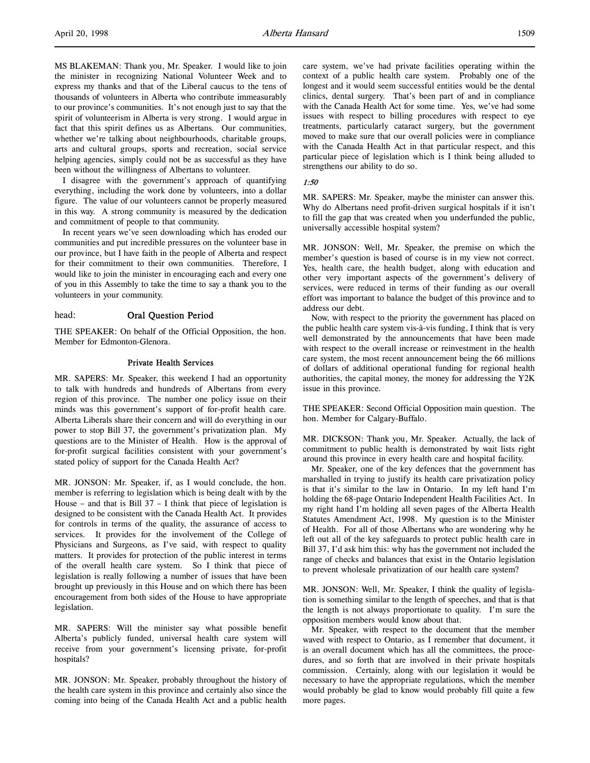MS BLAKEMAN: Thank you, Mr. Speaker. I would like to join the minister in recognizing National Volunteer Week and to express my thanks and that of the Liberal caucus to the tens of thousands of volunteers in Alberta who contribute immeasurably to our province's communities. It's not enough just to say that the spirit of volunteerism in Alberta is very strong. I would argue in fact that this spirit defines us as Albertans. Our communities, whether we're talking about neighbourhoods, charitable groups, arts and cultural groups, sports and recreation, social service helping agencies, simply could not be as successful as they have been without the willingness of Albertans to volunteer.

I disagree with the government's approach of quantifying everything, including the work done by volunteers, into a dollar figure. The value of our volunteers cannot be properly measured in this way. A strong community is measured by the dedication and commitment of people to that community.

In recent years we've seen downloading which has eroded our communities and put incredible pressures on the volunteer base in our province, but I have faith in the people of Alberta and respect for their commitment to their own communities. Therefore, I would like to join the minister in encouraging each and every one of you in this Assembly to take the time to say a thank you to the volunteers in your community.

head: **Oral Question Period**

THE SPEAKER: On behalf of the Official Opposition, the hon. Member for Edmonton-Glenora.

### Private Health Services

MR. SAPERS: Mr. Speaker, this weekend I had an opportunity to talk with hundreds and hundreds of Albertans from every region of this province. The number one policy issue on their minds was this government's support of for-profit health care. Alberta Liberals share their concern and will do everything in our power to stop Bill 37, the government's privatization plan. My questions are to the Minister of Health. How is the approval of for-profit surgical facilities consistent with your government's stated policy of support for the Canada Health Act?

MR. JONSON: Mr. Speaker, if, as I would conclude, the hon. member is referring to legislation which is being dealt with by the House – and that is Bill 37 – I think that piece of legislation is designed to be consistent with the Canada Health Act. It provides for controls in terms of the quality, the assurance of access to services. It provides for the involvement of the College of Physicians and Surgeons, as I've said, with respect to quality matters. It provides for protection of the public interest in terms of the overall health care system. So I think that piece of legislation is really following a number of issues that have been brought up previously in this House and on which there has been encouragement from both sides of the House to have appropriate legislation.

MR. SAPERS: Will the minister say what possible benefit Alberta's publicly funded, universal health care system will receive from your government's licensing private, for-profit hospitals?

MR. JONSON: Mr. Speaker, probably throughout the history of the health care system in this province and certainly also since the coming into being of the Canada Health Act and a public health care system, we've had private facilities operating within the context of a public health care system. Probably one of the longest and it would seem successful entities would be the dental clinics, dental surgery. That's been part of and in compliance with the Canada Health Act for some time. Yes, we've had some issues with respect to billing procedures with respect to eye treatments, particularly cataract surgery, but the government moved to make sure that our overall policies were in compliance with the Canada Health Act in that particular respect, and this particular piece of legislation which is I think being alluded to strengthens our ability to do so.

*1:50*

MR. SAPERS: Mr. Speaker, maybe the minister can answer this. Why do Albertans need profit-driven surgical hospitals if it isn't to fill the gap that was created when you underfunded the public, universally accessible hospital system?

MR. JONSON: Well, Mr. Speaker, the premise on which the member's question is based of course is in my view not correct. Yes, health care, the health budget, along with education and other very important aspects of the government's delivery of services, were reduced in terms of their funding as our overall effort was important to balance the budget of this province and to address our debt.

Now, with respect to the priority the government has placed on the public health care system vis-à-vis funding, I think that is very well demonstrated by the announcements that have been made with respect to the overall increase or reinvestment in the health care system, the most recent announcement being the 66 millions of dollars of additional operational funding for regional health authorities, the capital money, the money for addressing the Y2K issue in this province.

THE SPEAKER: Second Official Opposition main question. The hon. Member for Calgary-Buffalo.

MR. DICKSON: Thank you, Mr. Speaker. Actually, the lack of commitment to public health is demonstrated by wait lists right around this province in every health care and hospital facility.

Mr. Speaker, one of the key defences that the government has marshalled in trying to justify its health care privatization policy is that it's similar to the law in Ontario. In my left hand I'm holding the 68-page Ontario Independent Health Facilities Act. In my right hand I'm holding all seven pages of the Alberta Health Statutes Amendment Act, 1998. My question is to the Minister of Health. For all of those Albertans who are wondering why he left out all of the key safeguards to protect public health care in Bill 37, I'd ask him this: why has the government not included the range of checks and balances that exist in the Ontario legislation to prevent wholesale privatization of our health care system?

MR. JONSON: Well, Mr. Speaker, I think the quality of legislation is something similar to the length of speeches, and that is that the length is not always proportionate to quality. I'm sure the opposition members would know about that.

Mr. Speaker, with respect to the document that the member waved with respect to Ontario, as I remember that document, it is an overall document which has all the committees, the procedures, and so forth that are involved in their private hospitals commission. Certainly, along with our legislation it would be necessary to have the appropriate regulations, which the member would probably be glad to know would probably fill quite a few more pages.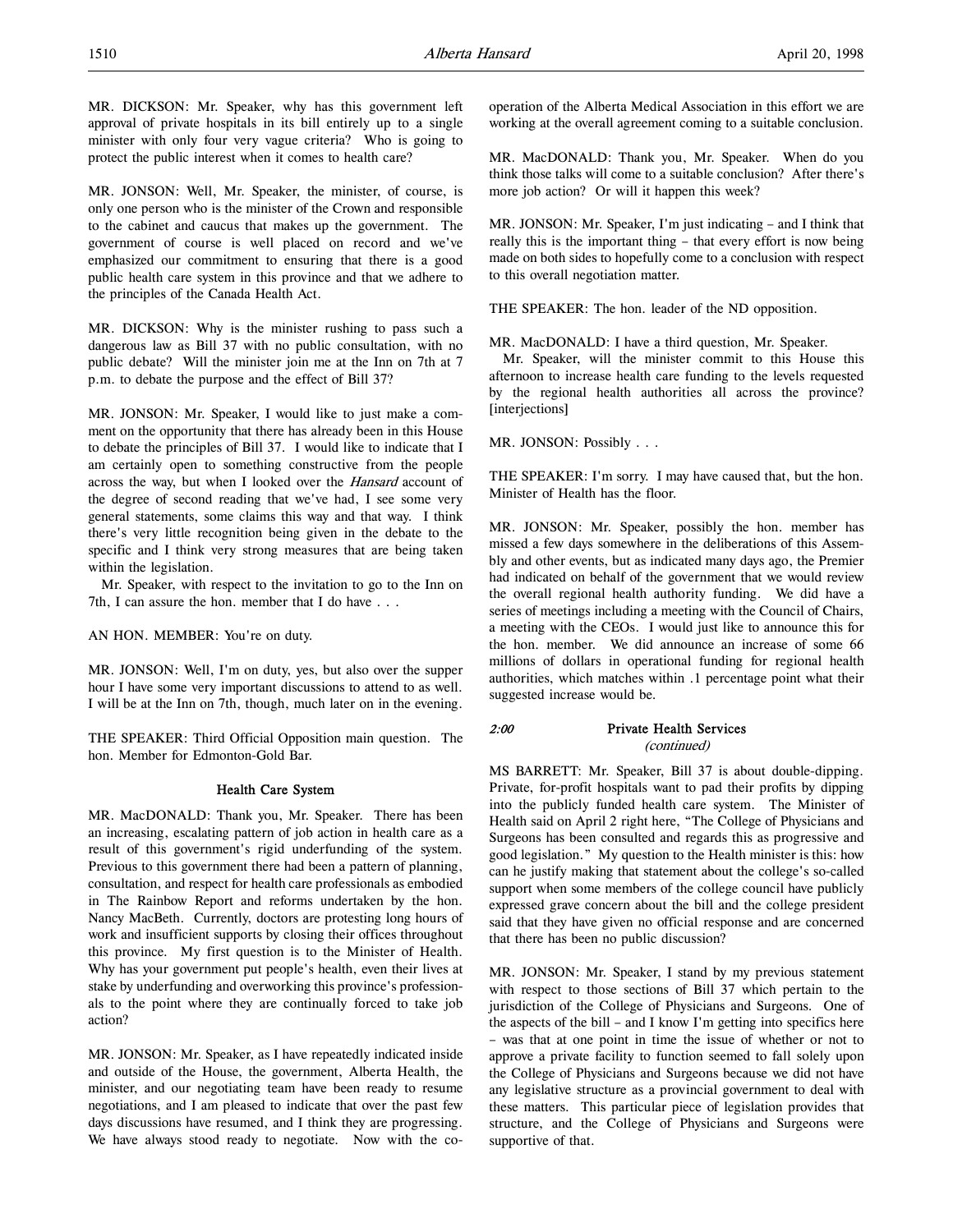MR. DICKSON: Mr. Speaker, why has this government left approval of private hospitals in its bill entirely up to a single minister with only four very vague criteria? Who is going to protect the public interest when it comes to health care?

MR. JONSON: Well, Mr. Speaker, the minister, of course, is only one person who is the minister of the Crown and responsible to the cabinet and caucus that makes up the government. The government of course is well placed on record and we've emphasized our commitment to ensuring that there is a good public health care system in this province and that we adhere to the principles of the Canada Health Act.

MR. DICKSON: Why is the minister rushing to pass such a dangerous law as Bill 37 with no public consultation, with no public debate? Will the minister join me at the Inn on 7th at 7 p.m. to debate the purpose and the effect of Bill 37?

MR. JONSON: Mr. Speaker, I would like to just make a comment on the opportunity that there has already been in this House to debate the principles of Bill 37. I would like to indicate that I am certainly open to something constructive from the people across the way, but when I looked over the *Hansard* account of the degree of second reading that we've had, I see some very general statements, some claims this way and that way. I think there's very little recognition being given in the debate to the specific and I think very strong measures that are being taken within the legislation.

Mr. Speaker, with respect to the invitation to go to the Inn on 7th, I can assure the hon. member that I do have . . .

AN HON. MEMBER: You're on duty.

MR. JONSON: Well, I'm on duty, yes, but also over the supper hour I have some very important discussions to attend to as well. I will be at the Inn on 7th, though, much later on in the evening.

THE SPEAKER: Third Official Opposition main question. The hon. Member for Edmonton-Gold Bar.

### Health Care System

MR. MacDONALD: Thank you, Mr. Speaker. There has been an increasing, escalating pattern of job action in health care as a result of this government's rigid underfunding of the system. Previous to this government there had been a pattern of planning, consultation, and respect for health care professionals as embodied in The Rainbow Report and reforms undertaken by the hon. Nancy MacBeth. Currently, doctors are protesting long hours of work and insufficient supports by closing their offices throughout this province. My first question is to the Minister of Health. Why has your government put people's health, even their lives at stake by underfunding and overworking this province's professionals to the point where they are continually forced to take job action?

MR. JONSON: Mr. Speaker, as I have repeatedly indicated inside and outside of the House, the government, Alberta Health, the minister, and our negotiating team have been ready to resume negotiations, and I am pleased to indicate that over the past few days discussions have resumed, and I think they are progressing. We have always stood ready to negotiate. Now with the co-operation of the Alberta Medical Association in this effort we are working at the overall agreement coming to a suitable conclusion.

MR. MacDONALD: Thank you, Mr. Speaker. When do you think those talks will come to a suitable conclusion? After there's more job action? Or will it happen this week?

MR. JONSON: Mr. Speaker, I'm just indicating – and I think that really this is the important thing – that every effort is now being made on both sides to hopefully come to a conclusion with respect to this overall negotiation matter.

THE SPEAKER: The hon. leader of the ND opposition.

MR. MacDONALD: I have a third question, Mr. Speaker.

Mr. Speaker, will the minister commit to this House this afternoon to increase health care funding to the levels requested by the regional health authorities all across the province? [interjections]

MR. JONSON: Possibly . . .

THE SPEAKER: I'm sorry. I may have caused that, but the hon. Minister of Health has the floor.

MR. JONSON: Mr. Speaker, possibly the hon. member has missed a few days somewhere in the deliberations of this Assembly and other events, but as indicated many days ago, the Premier had indicated on behalf of the government that we would review the overall regional health authority funding. We did have a series of meetings including a meeting with the Council of Chairs, a meeting with the CEOs. I would just like to announce this for the hon. member. We did announce an increase of some 66 millions of dollars in operational funding for regional health authorities, which matches within .1 percentage point what their suggested increase would be.

*2:00*

### Private Health Services
*(continued)*

MS BARRETT: Mr. Speaker, Bill 37 is about double-dipping. Private, for-profit hospitals want to pad their profits by dipping into the publicly funded health care system. The Minister of Health said on April 2 right here, "The College of Physicians and Surgeons has been consulted and regards this as progressive and good legislation." My question to the Health minister is this: how can he justify making that statement about the college's so-called support when some members of the college council have publicly expressed grave concern about the bill and the college president said that they have given no official response and are concerned that there has been no public discussion?

MR. JONSON: Mr. Speaker, I stand by my previous statement with respect to those sections of Bill 37 which pertain to the jurisdiction of the College of Physicians and Surgeons. One of the aspects of the bill – and I know I'm getting into specifics here – was that at one point in time the issue of whether or not to approve a private facility to function seemed to fall solely upon the College of Physicians and Surgeons because we did not have any legislative structure as a provincial government to deal with these matters. This particular piece of legislation provides that structure, and the College of Physicians and Surgeons were supportive of that.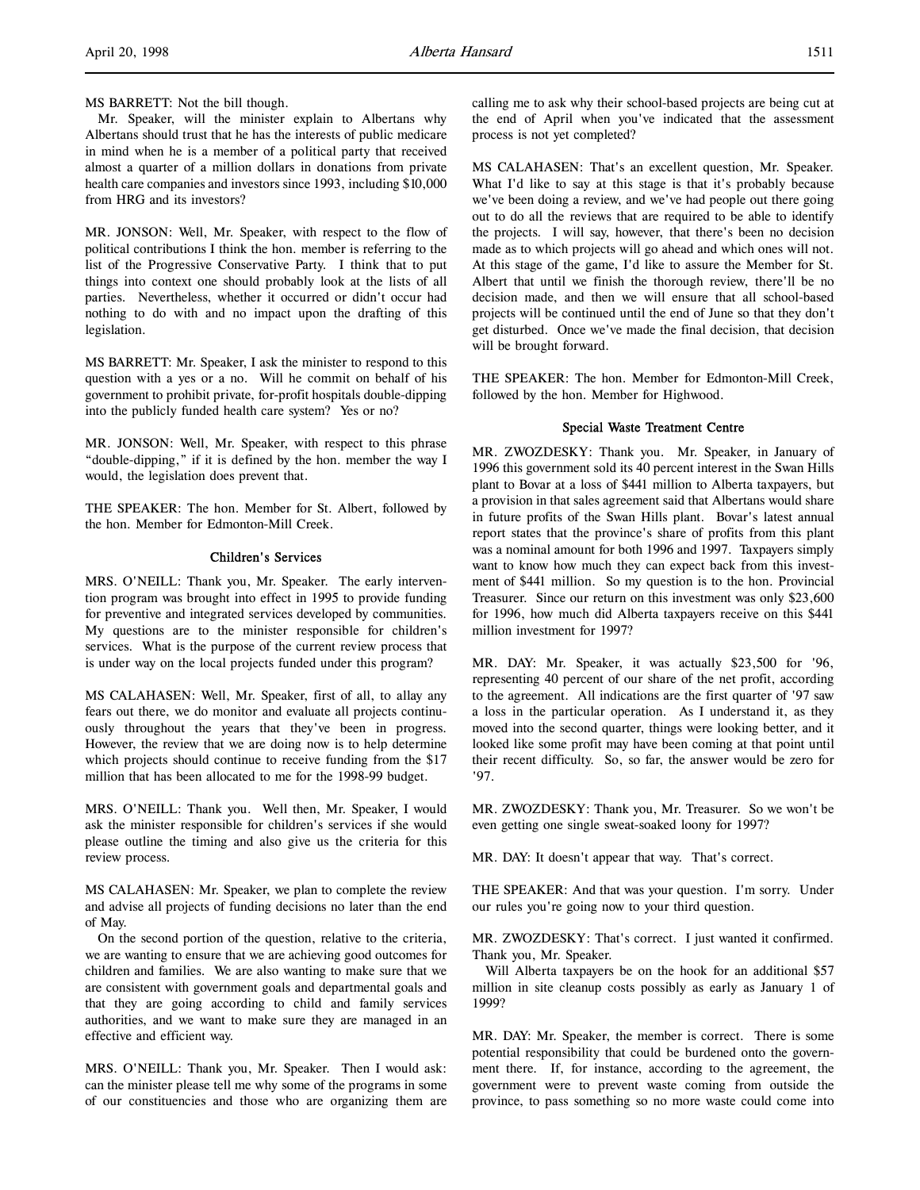MS BARRETT: Not the bill though.

Mr. Speaker, will the minister explain to Albertans why Albertans should trust that he has the interests of public medicare in mind when he is a member of a political party that received almost a quarter of a million dollars in donations from private health care companies and investors since 1993, including $10,000 from HRG and its investors?

MR. JONSON: Well, Mr. Speaker, with respect to the flow of political contributions I think the hon. member is referring to the list of the Progressive Conservative Party. I think that to put things into context one should probably look at the lists of all parties. Nevertheless, whether it occurred or didn't occur had nothing to do with and no impact upon the drafting of this legislation.

MS BARRETT: Mr. Speaker, I ask the minister to respond to this question with a yes or a no. Will he commit on behalf of his government to prohibit private, for-profit hospitals double-dipping into the publicly funded health care system? Yes or no?

MR. JONSON: Well, Mr. Speaker, with respect to this phrase "double-dipping," if it is defined by the hon. member the way I would, the legislation does prevent that.

THE SPEAKER: The hon. Member for St. Albert, followed by the hon. Member for Edmonton-Mill Creek.

### Children's Services

MRS. O'NEILL: Thank you, Mr. Speaker. The early intervention program was brought into effect in 1995 to provide funding for preventive and integrated services developed by communities. My questions are to the minister responsible for children's services. What is the purpose of the current review process that is under way on the local projects funded under this program?

MS CALAHASEN: Well, Mr. Speaker, first of all, to allay any fears out there, we do monitor and evaluate all projects continuously throughout the years that they've been in progress. However, the review that we are doing now is to help determine which projects should continue to receive funding from the $17 million that has been allocated to me for the 1998-99 budget.

MRS. O'NEILL: Thank you. Well then, Mr. Speaker, I would ask the minister responsible for children's services if she would please outline the timing and also give us the criteria for this review process.

MS CALAHASEN: Mr. Speaker, we plan to complete the review and advise all projects of funding decisions no later than the end of May.

On the second portion of the question, relative to the criteria, we are wanting to ensure that we are achieving good outcomes for children and families. We are also wanting to make sure that we are consistent with government goals and departmental goals and that they are going according to child and family services authorities, and we want to make sure they are managed in an effective and efficient way.

MRS. O'NEILL: Thank you, Mr. Speaker. Then I would ask: can the minister please tell me why some of the programs in some of our constituencies and those who are organizing them are calling me to ask why their school-based projects are being cut at the end of April when you've indicated that the assessment process is not yet completed?

MS CALAHASEN: That's an excellent question, Mr. Speaker. What I'd like to say at this stage is that it's probably because we've been doing a review, and we've had people out there going out to do all the reviews that are required to be able to identify the projects. I will say, however, that there's been no decision made as to which projects will go ahead and which ones will not. At this stage of the game, I'd like to assure the Member for St. Albert that until we finish the thorough review, there'll be no decision made, and then we will ensure that all school-based projects will be continued until the end of June so that they don't get disturbed. Once we've made the final decision, that decision will be brought forward.

THE SPEAKER: The hon. Member for Edmonton-Mill Creek, followed by the hon. Member for Highwood.

### Special Waste Treatment Centre

MR. ZWOZDESKY: Thank you. Mr. Speaker, in January of 1996 this government sold its 40 percent interest in the Swan Hills plant to Bovar at a loss of $441 million to Alberta taxpayers, but a provision in that sales agreement said that Albertans would share in future profits of the Swan Hills plant. Bovar's latest annual report states that the province's share of profits from this plant was a nominal amount for both 1996 and 1997. Taxpayers simply want to know how much they can expect back from this investment of $441 million. So my question is to the hon. Provincial Treasurer. Since our return on this investment was only $23,600 for 1996, how much did Alberta taxpayers receive on this $441 million investment for 1997?

MR. DAY: Mr. Speaker, it was actually $23,500 for '96, representing 40 percent of our share of the net profit, according to the agreement. All indications are the first quarter of '97 saw a loss in the particular operation. As I understand it, as they moved into the second quarter, things were looking better, and it looked like some profit may have been coming at that point until their recent difficulty. So, so far, the answer would be zero for '97.

MR. ZWOZDESKY: Thank you, Mr. Treasurer. So we won't be even getting one single sweat-soaked loony for 1997?

MR. DAY: It doesn't appear that way. That's correct.

THE SPEAKER: And that was your question. I'm sorry. Under our rules you're going now to your third question.

MR. ZWOZDESKY: That's correct. I just wanted it confirmed. Thank you, Mr. Speaker.

Will Alberta taxpayers be on the hook for an additional $57 million in site cleanup costs possibly as early as January 1 of 1999?

MR. DAY: Mr. Speaker, the member is correct. There is some potential responsibility that could be burdened onto the government there. If, for instance, according to the agreement, the government were to prevent waste coming from outside the province, to pass something so no more waste could come into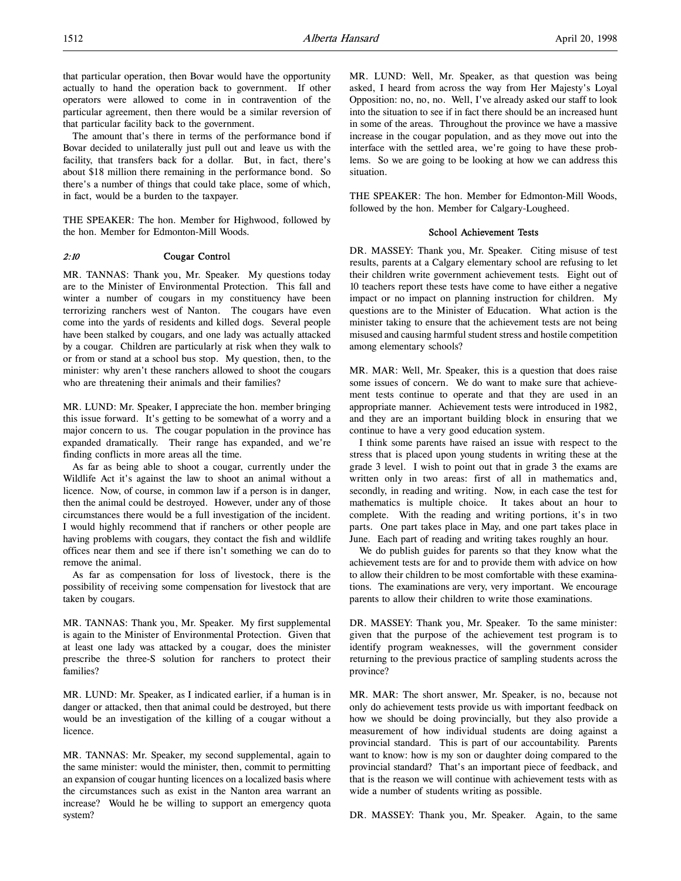that particular operation, then Bovar would have the opportunity actually to hand the operation back to government. If other operators were allowed to come in in contravention of the particular agreement, then there would be a similar reversion of that particular facility back to the government.

The amount that's there in terms of the performance bond if Bovar decided to unilaterally just pull out and leave us with the facility, that transfers back for a dollar. But, in fact, there's about $18 million there remaining in the performance bond. So there's a number of things that could take place, some of which, in fact, would be a burden to the taxpayer.

THE SPEAKER: The hon. Member for Highwood, followed by the hon. Member for Edmonton-Mill Woods.

### *2:10* Cougar Control

MR. TANNAS: Thank you, Mr. Speaker. My questions today are to the Minister of Environmental Protection. This fall and winter a number of cougars in my constituency have been terrorizing ranchers west of Nanton. The cougars have even come into the yards of residents and killed dogs. Several people have been stalked by cougars, and one lady was actually attacked by a cougar. Children are particularly at risk when they walk to or from or stand at a school bus stop. My question, then, to the minister: why aren't these ranchers allowed to shoot the cougars who are threatening their animals and their families?

MR. LUND: Mr. Speaker, I appreciate the hon. member bringing this issue forward. It's getting to be somewhat of a worry and a major concern to us. The cougar population in the province has expanded dramatically. Their range has expanded, and we're finding conflicts in more areas all the time.

As far as being able to shoot a cougar, currently under the Wildlife Act it's against the law to shoot an animal without a licence. Now, of course, in common law if a person is in danger, then the animal could be destroyed. However, under any of those circumstances there would be a full investigation of the incident. I would highly recommend that if ranchers or other people are having problems with cougars, they contact the fish and wildlife offices near them and see if there isn't something we can do to remove the animal.

As far as compensation for loss of livestock, there is the possibility of receiving some compensation for livestock that are taken by cougars.

MR. TANNAS: Thank you, Mr. Speaker. My first supplemental is again to the Minister of Environmental Protection. Given that at least one lady was attacked by a cougar, does the minister prescribe the three-S solution for ranchers to protect their families?

MR. LUND: Mr. Speaker, as I indicated earlier, if a human is in danger or attacked, then that animal could be destroyed, but there would be an investigation of the killing of a cougar without a licence.

MR. TANNAS: Mr. Speaker, my second supplemental, again to the same minister: would the minister, then, commit to permitting an expansion of cougar hunting licences on a localized basis where the circumstances such as exist in the Nanton area warrant an increase? Would he be willing to support an emergency quota system?

MR. LUND: Well, Mr. Speaker, as that question was being asked, I heard from across the way from Her Majesty's Loyal Opposition: no, no, no. Well, I've already asked our staff to look into the situation to see if in fact there should be an increased hunt in some of the areas. Throughout the province we have a massive increase in the cougar population, and as they move out into the interface with the settled area, we're going to have these problems. So we are going to be looking at how we can address this situation.

THE SPEAKER: The hon. Member for Edmonton-Mill Woods, followed by the hon. Member for Calgary-Lougheed.

### School Achievement Tests

DR. MASSEY: Thank you, Mr. Speaker. Citing misuse of test results, parents at a Calgary elementary school are refusing to let their children write government achievement tests. Eight out of 10 teachers report these tests have come to have either a negative impact or no impact on planning instruction for children. My questions are to the Minister of Education. What action is the minister taking to ensure that the achievement tests are not being misused and causing harmful student stress and hostile competition among elementary schools?

MR. MAR: Well, Mr. Speaker, this is a question that does raise some issues of concern. We do want to make sure that achievement tests continue to operate and that they are used in an appropriate manner. Achievement tests were introduced in 1982, and they are an important building block in ensuring that we continue to have a very good education system.

I think some parents have raised an issue with respect to the stress that is placed upon young students in writing these at the grade 3 level. I wish to point out that in grade 3 the exams are written only in two areas: first of all in mathematics and, secondly, in reading and writing. Now, in each case the test for mathematics is multiple choice. It takes about an hour to complete. With the reading and writing portions, it's in two parts. One part takes place in May, and one part takes place in June. Each part of reading and writing takes roughly an hour.

We do publish guides for parents so that they know what the achievement tests are for and to provide them with advice on how to allow their children to be most comfortable with these examinations. The examinations are very, very important. We encourage parents to allow their children to write those examinations.

DR. MASSEY: Thank you, Mr. Speaker. To the same minister: given that the purpose of the achievement test program is to identify program weaknesses, will the government consider returning to the previous practice of sampling students across the province?

MR. MAR: The short answer, Mr. Speaker, is no, because not only do achievement tests provide us with important feedback on how we should be doing provincially, but they also provide a measurement of how individual students are doing against a provincial standard. This is part of our accountability. Parents want to know: how is my son or daughter doing compared to the provincial standard? That's an important piece of feedback, and that is the reason we will continue with achievement tests with as wide a number of students writing as possible.

DR. MASSEY: Thank you, Mr. Speaker. Again, to the same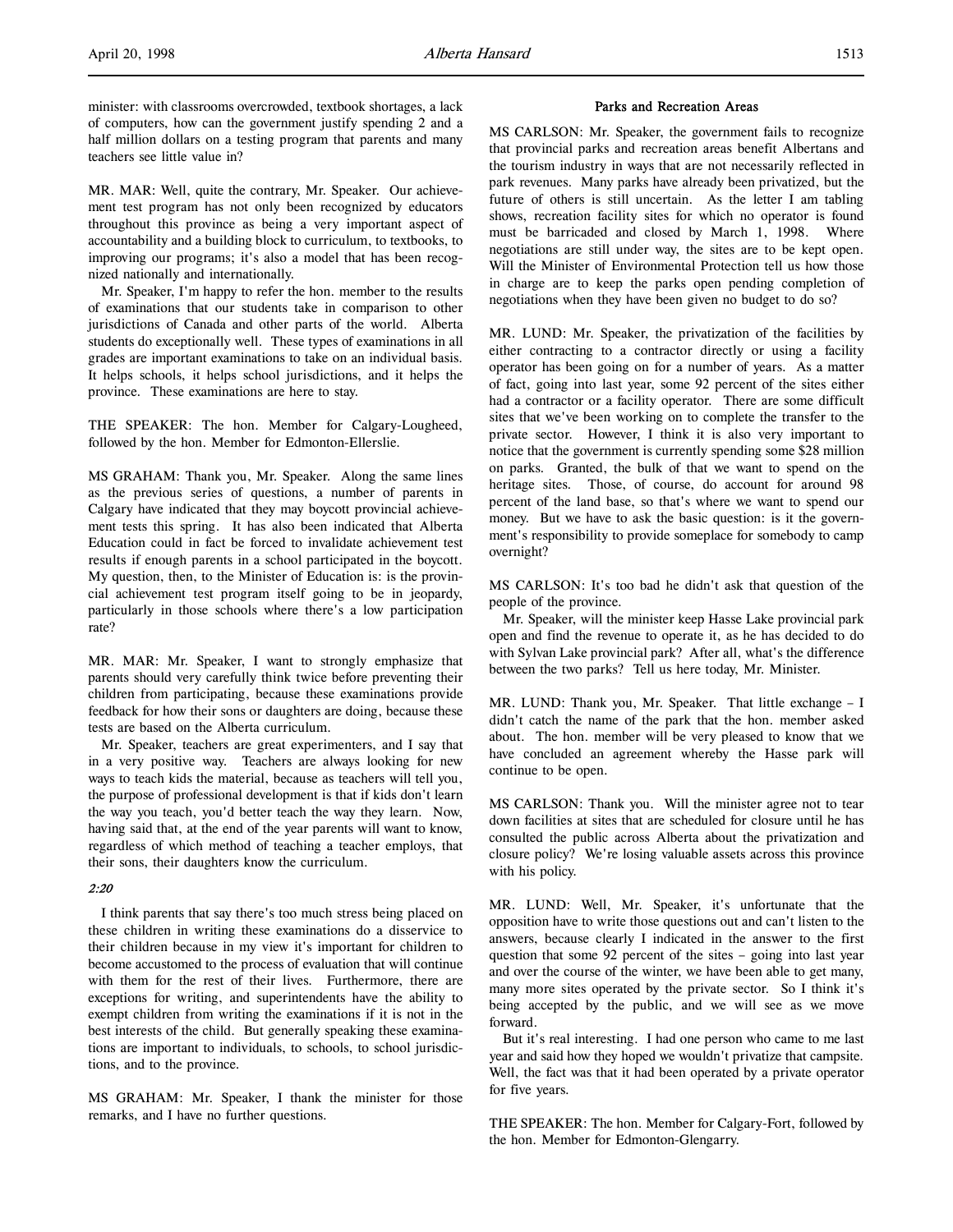minister: with classrooms overcrowded, textbook shortages, a lack of computers, how can the government justify spending 2 and a half million dollars on a testing program that parents and many teachers see little value in?

MR. MAR: Well, quite the contrary, Mr. Speaker. Our achievement test program has not only been recognized by educators throughout this province as being a very important aspect of accountability and a building block to curriculum, to textbooks, to improving our programs; it's also a model that has been recognized nationally and internationally.

Mr. Speaker, I'm happy to refer the hon. member to the results of examinations that our students take in comparison to other jurisdictions of Canada and other parts of the world. Alberta students do exceptionally well. These types of examinations in all grades are important examinations to take on an individual basis. It helps schools, it helps school jurisdictions, and it helps the province. These examinations are here to stay.

THE SPEAKER: The hon. Member for Calgary-Lougheed, followed by the hon. Member for Edmonton-Ellerslie.

MS GRAHAM: Thank you, Mr. Speaker. Along the same lines as the previous series of questions, a number of parents in Calgary have indicated that they may boycott provincial achievement tests this spring. It has also been indicated that Alberta Education could in fact be forced to invalidate achievement test results if enough parents in a school participated in the boycott. My question, then, to the Minister of Education is: is the provincial achievement test program itself going to be in jeopardy, particularly in those schools where there's a low participation rate?

MR. MAR: Mr. Speaker, I want to strongly emphasize that parents should very carefully think twice before preventing their children from participating, because these examinations provide feedback for how their sons or daughters are doing, because these tests are based on the Alberta curriculum.

Mr. Speaker, teachers are great experimenters, and I say that in a very positive way. Teachers are always looking for new ways to teach kids the material, because as teachers will tell you, the purpose of professional development is that if kids don't learn the way you teach, you'd better teach the way they learn. Now, having said that, at the end of the year parents will want to know, regardless of which method of teaching a teacher employs, that their sons, their daughters know the curriculum.

*2:20*

I think parents that say there's too much stress being placed on these children in writing these examinations do a disservice to their children because in my view it's important for children to become accustomed to the process of evaluation that will continue with them for the rest of their lives. Furthermore, there are exceptions for writing, and superintendents have the ability to exempt children from writing the examinations if it is not in the best interests of the child. But generally speaking these examinations are important to individuals, to schools, to school jurisdictions, and to the province.

MS GRAHAM: Mr. Speaker, I thank the minister for those remarks, and I have no further questions.

### Parks and Recreation Areas

MS CARLSON: Mr. Speaker, the government fails to recognize that provincial parks and recreation areas benefit Albertans and the tourism industry in ways that are not necessarily reflected in park revenues. Many parks have already been privatized, but the future of others is still uncertain. As the letter I am tabling shows, recreation facility sites for which no operator is found must be barricaded and closed by March 1, 1998. Where negotiations are still under way, the sites are to be kept open. Will the Minister of Environmental Protection tell us how those in charge are to keep the parks open pending completion of negotiations when they have been given no budget to do so?

MR. LUND: Mr. Speaker, the privatization of the facilities by either contracting to a contractor directly or using a facility operator has been going on for a number of years. As a matter of fact, going into last year, some 92 percent of the sites either had a contractor or a facility operator. There are some difficult sites that we've been working on to complete the transfer to the private sector. However, I think it is also very important to notice that the government is currently spending some $28 million on parks. Granted, the bulk of that we want to spend on the heritage sites. Those, of course, do account for around 98 percent of the land base, so that's where we want to spend our money. But we have to ask the basic question: is it the government's responsibility to provide someplace for somebody to camp overnight?

MS CARLSON: It's too bad he didn't ask that question of the people of the province.

Mr. Speaker, will the minister keep Hasse Lake provincial park open and find the revenue to operate it, as he has decided to do with Sylvan Lake provincial park? After all, what's the difference between the two parks? Tell us here today, Mr. Minister.

MR. LUND: Thank you, Mr. Speaker. That little exchange – I didn't catch the name of the park that the hon. member asked about. The hon. member will be very pleased to know that we have concluded an agreement whereby the Hasse park will continue to be open.

MS CARLSON: Thank you. Will the minister agree not to tear down facilities at sites that are scheduled for closure until he has consulted the public across Alberta about the privatization and closure policy? We're losing valuable assets across this province with his policy.

MR. LUND: Well, Mr. Speaker, it's unfortunate that the opposition have to write those questions out and can't listen to the answers, because clearly I indicated in the answer to the first question that some 92 percent of the sites – going into last year and over the course of the winter, we have been able to get many, many more sites operated by the private sector. So I think it's being accepted by the public, and we will see as we move forward.

But it's real interesting. I had one person who came to me last year and said how they hoped we wouldn't privatize that campsite. Well, the fact was that it had been operated by a private operator for five years.

THE SPEAKER: The hon. Member for Calgary-Fort, followed by the hon. Member for Edmonton-Glengarry.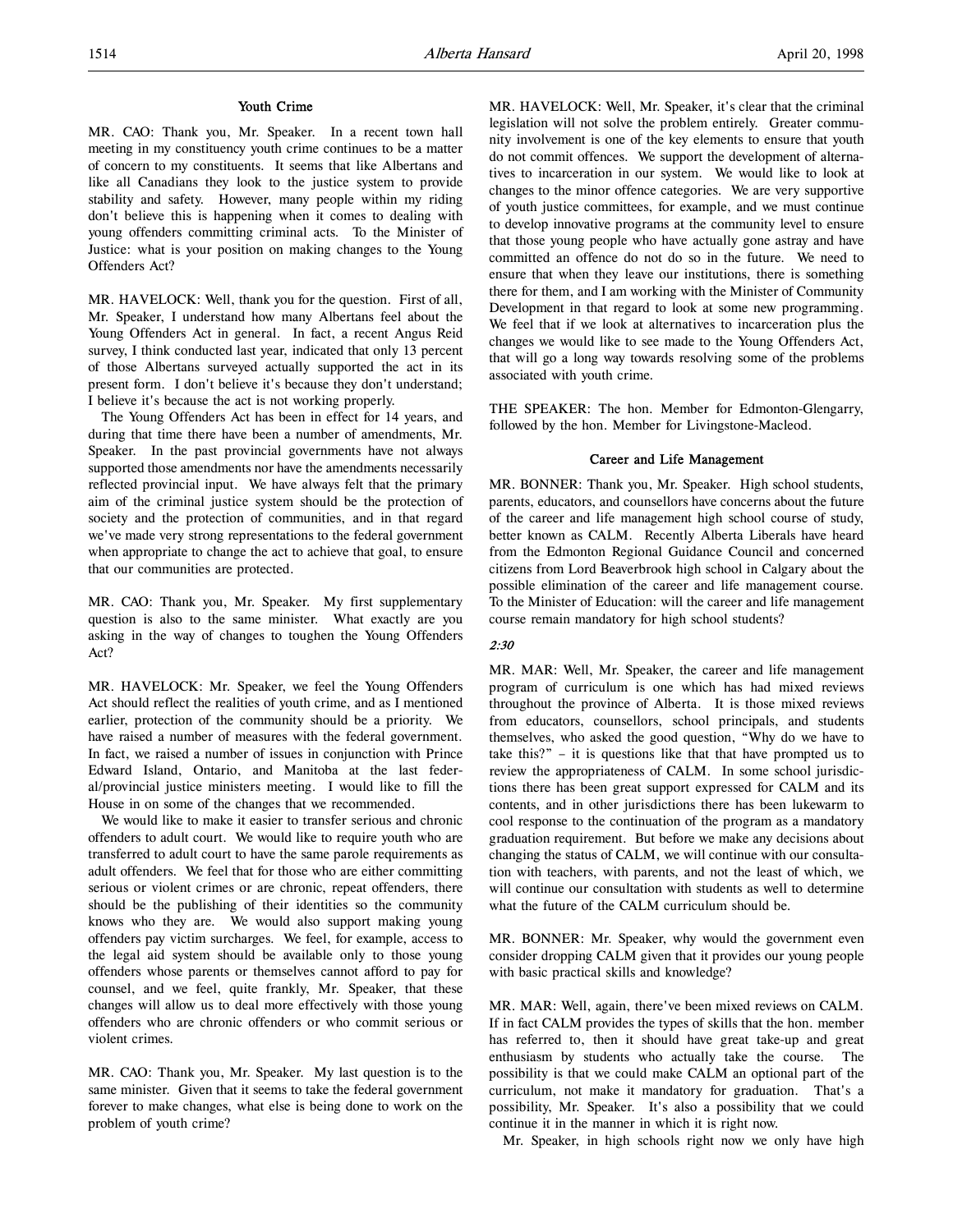### Youth Crime

MR. CAO: Thank you, Mr. Speaker. In a recent town hall meeting in my constituency youth crime continues to be a matter of concern to my constituents. It seems that like Albertans and like all Canadians they look to the justice system to provide stability and safety. However, many people within my riding don't believe this is happening when it comes to dealing with young offenders committing criminal acts. To the Minister of Justice: what is your position on making changes to the Young Offenders Act?

MR. HAVELOCK: Well, thank you for the question. First of all, Mr. Speaker, I understand how many Albertans feel about the Young Offenders Act in general. In fact, a recent Angus Reid survey, I think conducted last year, indicated that only 13 percent of those Albertans surveyed actually supported the act in its present form. I don't believe it's because they don't understand; I believe it's because the act is not working properly.

The Young Offenders Act has been in effect for 14 years, and during that time there have been a number of amendments, Mr. Speaker. In the past provincial governments have not always supported those amendments nor have the amendments necessarily reflected provincial input. We have always felt that the primary aim of the criminal justice system should be the protection of society and the protection of communities, and in that regard we've made very strong representations to the federal government when appropriate to change the act to achieve that goal, to ensure that our communities are protected.

MR. CAO: Thank you, Mr. Speaker. My first supplementary question is also to the same minister. What exactly are you asking in the way of changes to toughen the Young Offenders Act?

MR. HAVELOCK: Mr. Speaker, we feel the Young Offenders Act should reflect the realities of youth crime, and as I mentioned earlier, protection of the community should be a priority. We have raised a number of measures with the federal government. In fact, we raised a number of issues in conjunction with Prince Edward Island, Ontario, and Manitoba at the last federal/provincial justice ministers meeting. I would like to fill the House in on some of the changes that we recommended.

We would like to make it easier to transfer serious and chronic offenders to adult court. We would like to require youth who are transferred to adult court to have the same parole requirements as adult offenders. We feel that for those who are either committing serious or violent crimes or are chronic, repeat offenders, there should be the publishing of their identities so the community knows who they are. We would also support making young offenders pay victim surcharges. We feel, for example, access to the legal aid system should be available only to those young offenders whose parents or themselves cannot afford to pay for counsel, and we feel, quite frankly, Mr. Speaker, that these changes will allow us to deal more effectively with those young offenders who are chronic offenders or who commit serious or violent crimes.

MR. CAO: Thank you, Mr. Speaker. My last question is to the same minister. Given that it seems to take the federal government forever to make changes, what else is being done to work on the problem of youth crime?

MR. HAVELOCK: Well, Mr. Speaker, it's clear that the criminal legislation will not solve the problem entirely. Greater community involvement is one of the key elements to ensure that youth do not commit offences. We support the development of alternatives to incarceration in our system. We would like to look at changes to the minor offence categories. We are very supportive of youth justice committees, for example, and we must continue to develop innovative programs at the community level to ensure that those young people who have actually gone astray and have committed an offence do not do so in the future. We need to ensure that when they leave our institutions, there is something there for them, and I am working with the Minister of Community Development in that regard to look at some new programming. We feel that if we look at alternatives to incarceration plus the changes we would like to see made to the Young Offenders Act, that will go a long way towards resolving some of the problems associated with youth crime.

THE SPEAKER: The hon. Member for Edmonton-Glengarry, followed by the hon. Member for Livingstone-Macleod.

### Career and Life Management

MR. BONNER: Thank you, Mr. Speaker. High school students, parents, educators, and counsellors have concerns about the future of the career and life management high school course of study, better known as CALM. Recently Alberta Liberals have heard from the Edmonton Regional Guidance Council and concerned citizens from Lord Beaverbrook high school in Calgary about the possible elimination of the career and life management course. To the Minister of Education: will the career and life management course remain mandatory for high school students?

*2:30*

MR. MAR: Well, Mr. Speaker, the career and life management program of curriculum is one which has had mixed reviews throughout the province of Alberta. It is those mixed reviews from educators, counsellors, school principals, and students themselves, who asked the good question, "Why do we have to take this?" – it is questions like that that have prompted us to review the appropriateness of CALM. In some school jurisdictions there has been great support expressed for CALM and its contents, and in other jurisdictions there has been lukewarm to cool response to the continuation of the program as a mandatory graduation requirement. But before we make any decisions about changing the status of CALM, we will continue with our consultation with teachers, with parents, and not the least of which, we will continue our consultation with students as well to determine what the future of the CALM curriculum should be.

MR. BONNER: Mr. Speaker, why would the government even consider dropping CALM given that it provides our young people with basic practical skills and knowledge?

MR. MAR: Well, again, there've been mixed reviews on CALM. If in fact CALM provides the types of skills that the hon. member has referred to, then it should have great take-up and great enthusiasm by students who actually take the course. The possibility is that we could make CALM an optional part of the curriculum, not make it mandatory for graduation. That's a possibility, Mr. Speaker. It's also a possibility that we could continue it in the manner in which it is right now.

Mr. Speaker, in high schools right now we only have high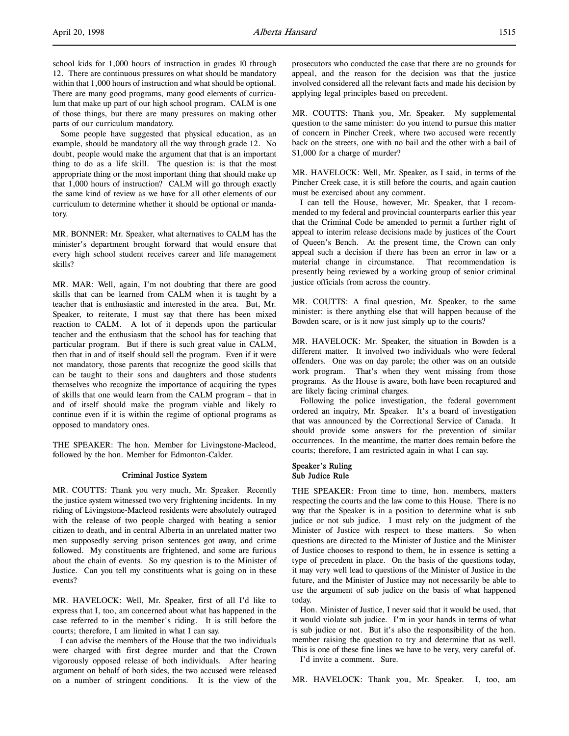school kids for 1,000 hours of instruction in grades 10 through 12. There are continuous pressures on what should be mandatory within that 1,000 hours of instruction and what should be optional. There are many good programs, many good elements of curriculum that make up part of our high school program. CALM is one of those things, but there are many pressures on making other parts of our curriculum mandatory.

Some people have suggested that physical education, as an example, should be mandatory all the way through grade 12. No doubt, people would make the argument that that is an important thing to do as a life skill. The question is: is that the most appropriate thing or the most important thing that should make up that 1,000 hours of instruction? CALM will go through exactly the same kind of review as we have for all other elements of our curriculum to determine whether it should be optional or mandatory.

MR. BONNER: Mr. Speaker, what alternatives to CALM has the minister's department brought forward that would ensure that every high school student receives career and life management skills?

MR. MAR: Well, again, I'm not doubting that there are good skills that can be learned from CALM when it is taught by a teacher that is enthusiastic and interested in the area. But, Mr. Speaker, to reiterate, I must say that there has been mixed reaction to CALM. A lot of it depends upon the particular teacher and the enthusiasm that the school has for teaching that particular program. But if there is such great value in CALM, then that in and of itself should sell the program. Even if it were not mandatory, those parents that recognize the good skills that can be taught to their sons and daughters and those students themselves who recognize the importance of acquiring the types of skills that one would learn from the CALM program – that in and of itself should make the program viable and likely to continue even if it is within the regime of optional programs as opposed to mandatory ones.

THE SPEAKER: The hon. Member for Livingstone-Macleod, followed by the hon. Member for Edmonton-Calder.

## Criminal Justice System

MR. COUTTS: Thank you very much, Mr. Speaker. Recently the justice system witnessed two very frightening incidents. In my riding of Livingstone-Macleod residents were absolutely outraged with the release of two people charged with beating a senior citizen to death, and in central Alberta in an unrelated matter two men supposedly serving prison sentences got away, and crime followed. My constituents are frightened, and some are furious about the chain of events. So my question is to the Minister of Justice. Can you tell my constituents what is going on in these events?

MR. HAVELOCK: Well, Mr. Speaker, first of all I'd like to express that I, too, am concerned about what has happened in the case referred to in the member's riding. It is still before the courts; therefore, I am limited in what I can say.

I can advise the members of the House that the two individuals were charged with first degree murder and that the Crown vigorously opposed release of both individuals. After hearing argument on behalf of both sides, the two accused were released on a number of stringent conditions. It is the view of the prosecutors who conducted the case that there are no grounds for appeal, and the reason for the decision was that the justice involved considered all the relevant facts and made his decision by applying legal principles based on precedent.

MR. COUTTS: Thank you, Mr. Speaker. My supplemental question to the same minister: do you intend to pursue this matter of concern in Pincher Creek, where two accused were recently back on the streets, one with no bail and the other with a bail of $1,000 for a charge of murder?

MR. HAVELOCK: Well, Mr. Speaker, as I said, in terms of the Pincher Creek case, it is still before the courts, and again caution must be exercised about any comment.

I can tell the House, however, Mr. Speaker, that I recommended to my federal and provincial counterparts earlier this year that the Criminal Code be amended to permit a further right of appeal to interim release decisions made by justices of the Court of Queen's Bench. At the present time, the Crown can only appeal such a decision if there has been an error in law or a material change in circumstance. That recommendation is presently being reviewed by a working group of senior criminal justice officials from across the country.

MR. COUTTS: A final question, Mr. Speaker, to the same minister: is there anything else that will happen because of the Bowden scare, or is it now just simply up to the courts?

MR. HAVELOCK: Mr. Speaker, the situation in Bowden is a different matter. It involved two individuals who were federal offenders. One was on day parole; the other was on an outside work program. That's when they went missing from those programs. As the House is aware, both have been recaptured and are likely facing criminal charges.

Following the police investigation, the federal government ordered an inquiry, Mr. Speaker. It's a board of investigation that was announced by the Correctional Service of Canada. It should provide some answers for the prevention of similar occurrences. In the meantime, the matter does remain before the courts; therefore, I am restricted again in what I can say.

## Speaker's Ruling
## Sub Judice Rule

THE SPEAKER: From time to time, hon. members, matters respecting the courts and the law come to this House. There is no way that the Speaker is in a position to determine what is sub judice or not sub judice. I must rely on the judgment of the Minister of Justice with respect to these matters. So when questions are directed to the Minister of Justice and the Minister of Justice chooses to respond to them, he in essence is setting a type of precedent in place. On the basis of the questions today, it may very well lead to questions of the Minister of Justice in the future, and the Minister of Justice may not necessarily be able to use the argument of sub judice on the basis of what happened today.

Hon. Minister of Justice, I never said that it would be used, that it would violate sub judice. I'm in your hands in terms of what is sub judice or not. But it's also the responsibility of the hon. member raising the question to try and determine that as well. This is one of these fine lines we have to be very, very careful of.

I'd invite a comment. Sure.

MR. HAVELOCK: Thank you, Mr. Speaker. I, too, am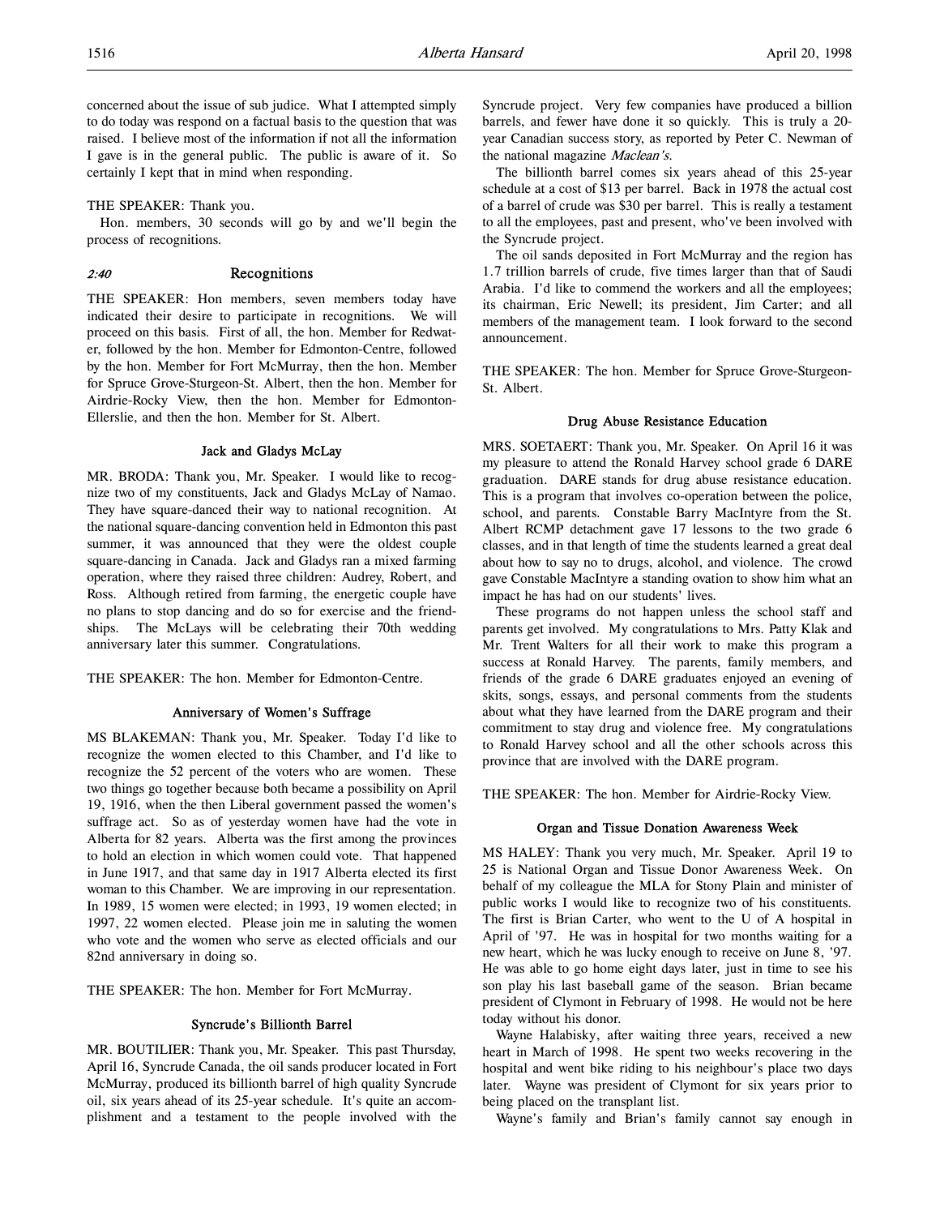concerned about the issue of sub judice. What I attempted simply to do today was respond on a factual basis to the question that was raised. I believe most of the information if not all the information I gave is in the general public. The public is aware of it. So certainly I kept that in mind when responding.

THE SPEAKER: Thank you.

Hon. members, 30 seconds will go by and we'll begin the process of recognitions.

## *2:40* Recognitions

THE SPEAKER: Hon members, seven members today have indicated their desire to participate in recognitions. We will proceed on this basis. First of all, the hon. Member for Redwater, followed by the hon. Member for Edmonton-Centre, followed by the hon. Member for Fort McMurray, then the hon. Member for Spruce Grove-Sturgeon-St. Albert, then the hon. Member for Airdrie-Rocky View, then the hon. Member for Edmonton-Ellerslie, and then the hon. Member for St. Albert.

### Jack and Gladys McLay

MR. BRODA: Thank you, Mr. Speaker. I would like to recognize two of my constituents, Jack and Gladys McLay of Namao. They have square-danced their way to national recognition. At the national square-dancing convention held in Edmonton this past summer, it was announced that they were the oldest couple square-dancing in Canada. Jack and Gladys ran a mixed farming operation, where they raised three children: Audrey, Robert, and Ross. Although retired from farming, the energetic couple have no plans to stop dancing and do so for exercise and the friendships. The McLays will be celebrating their 70th wedding anniversary later this summer. Congratulations.

THE SPEAKER: The hon. Member for Edmonton-Centre.

### Anniversary of Women's Suffrage

MS BLAKEMAN: Thank you, Mr. Speaker. Today I'd like to recognize the women elected to this Chamber, and I'd like to recognize the 52 percent of the voters who are women. These two things go together because both became a possibility on April 19, 1916, when the then Liberal government passed the women's suffrage act. So as of yesterday women have had the vote in Alberta for 82 years. Alberta was the first among the provinces to hold an election in which women could vote. That happened in June 1917, and that same day in 1917 Alberta elected its first woman to this Chamber. We are improving in our representation. In 1989, 15 women were elected; in 1993, 19 women elected; in 1997, 22 women elected. Please join me in saluting the women who vote and the women who serve as elected officials and our 82nd anniversary in doing so.

THE SPEAKER: The hon. Member for Fort McMurray.

### Syncrude's Billionth Barrel

MR. BOUTILIER: Thank you, Mr. Speaker. This past Thursday, April 16, Syncrude Canada, the oil sands producer located in Fort McMurray, produced its billionth barrel of high quality Syncrude oil, six years ahead of its 25-year schedule. It's quite an accomplishment and a testament to the people involved with the Syncrude project. Very few companies have produced a billion barrels, and fewer have done it so quickly. This is truly a 20-year Canadian success story, as reported by Peter C. Newman of the national magazine *Maclean's*.

The billionth barrel comes six years ahead of this 25-year schedule at a cost of $13 per barrel. Back in 1978 the actual cost of a barrel of crude was $30 per barrel. This is really a testament to all the employees, past and present, who've been involved with the Syncrude project.

The oil sands deposited in Fort McMurray and the region has 1.7 trillion barrels of crude, five times larger than that of Saudi Arabia. I'd like to commend the workers and all the employees; its chairman, Eric Newell; its president, Jim Carter; and all members of the management team. I look forward to the second announcement.

THE SPEAKER: The hon. Member for Spruce Grove-Sturgeon-St. Albert.

### Drug Abuse Resistance Education

MRS. SOETAERT: Thank you, Mr. Speaker. On April 16 it was my pleasure to attend the Ronald Harvey school grade 6 DARE graduation. DARE stands for drug abuse resistance education. This is a program that involves co-operation between the police, school, and parents. Constable Barry MacIntyre from the St. Albert RCMP detachment gave 17 lessons to the two grade 6 classes, and in that length of time the students learned a great deal about how to say no to drugs, alcohol, and violence. The crowd gave Constable MacIntyre a standing ovation to show him what an impact he has had on our students' lives.

These programs do not happen unless the school staff and parents get involved. My congratulations to Mrs. Patty Klak and Mr. Trent Walters for all their work to make this program a success at Ronald Harvey. The parents, family members, and friends of the grade 6 DARE graduates enjoyed an evening of skits, songs, essays, and personal comments from the students about what they have learned from the DARE program and their commitment to stay drug and violence free. My congratulations to Ronald Harvey school and all the other schools across this province that are involved with the DARE program.

THE SPEAKER: The hon. Member for Airdrie-Rocky View.

### Organ and Tissue Donation Awareness Week

MS HALEY: Thank you very much, Mr. Speaker. April 19 to 25 is National Organ and Tissue Donor Awareness Week. On behalf of my colleague the MLA for Stony Plain and minister of public works I would like to recognize two of his constituents. The first is Brian Carter, who went to the U of A hospital in April of '97. He was in hospital for two months waiting for a new heart, which he was lucky enough to receive on June 8, '97. He was able to go home eight days later, just in time to see his son play his last baseball game of the season. Brian became president of Clymont in February of 1998. He would not be here today without his donor.

Wayne Halabisky, after waiting three years, received a new heart in March of 1998. He spent two weeks recovering in the hospital and went bike riding to his neighbour's place two days later. Wayne was president of Clymont for six years prior to being placed on the transplant list.

Wayne's family and Brian's family cannot say enough in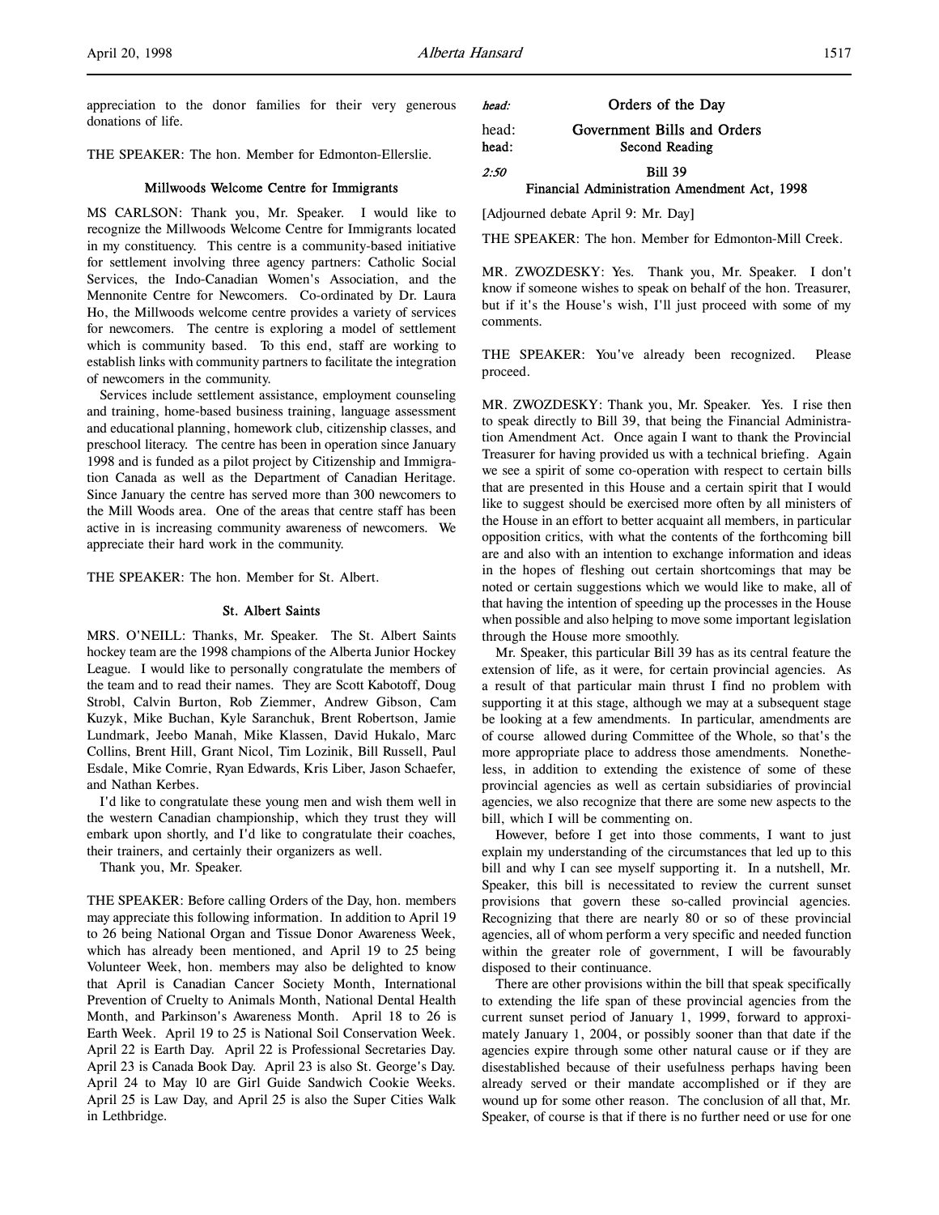appreciation to the donor families for their very generous donations of life.

THE SPEAKER: The hon. Member for Edmonton-Ellerslie.

### Millwoods Welcome Centre for Immigrants

MS CARLSON: Thank you, Mr. Speaker. I would like to recognize the Millwoods Welcome Centre for Immigrants located in my constituency. This centre is a community-based initiative for settlement involving three agency partners: Catholic Social Services, the Indo-Canadian Women's Association, and the Mennonite Centre for Newcomers. Co-ordinated by Dr. Laura Ho, the Millwoods welcome centre provides a variety of services for newcomers. The centre is exploring a model of settlement which is community based. To this end, staff are working to establish links with community partners to facilitate the integration of newcomers in the community.

Services include settlement assistance, employment counseling and training, home-based business training, language assessment and educational planning, homework club, citizenship classes, and preschool literacy. The centre has been in operation since January 1998 and is funded as a pilot project by Citizenship and Immigration Canada as well as the Department of Canadian Heritage. Since January the centre has served more than 300 newcomers to the Mill Woods area. One of the areas that centre staff has been active in is increasing community awareness of newcomers. We appreciate their hard work in the community.

THE SPEAKER: The hon. Member for St. Albert.

### St. Albert Saints

MRS. O'NEILL: Thanks, Mr. Speaker. The St. Albert Saints hockey team are the 1998 champions of the Alberta Junior Hockey League. I would like to personally congratulate the members of the team and to read their names. They are Scott Kabotoff, Doug Strobl, Calvin Burton, Rob Ziemmer, Andrew Gibson, Cam Kuzyk, Mike Buchan, Kyle Saranchuk, Brent Robertson, Jamie Lundmark, Jeebo Manah, Mike Klassen, David Hukalo, Marc Collins, Brent Hill, Grant Nicol, Tim Lozinik, Bill Russell, Paul Esdale, Mike Comrie, Ryan Edwards, Kris Liber, Jason Schaefer, and Nathan Kerbes.

I'd like to congratulate these young men and wish them well in the western Canadian championship, which they trust they will embark upon shortly, and I'd like to congratulate their coaches, their trainers, and certainly their organizers as well.

Thank you, Mr. Speaker.

THE SPEAKER: Before calling Orders of the Day, hon. members may appreciate this following information. In addition to April 19 to 26 being National Organ and Tissue Donor Awareness Week, which has already been mentioned, and April 19 to 25 being Volunteer Week, hon. members may also be delighted to know that April is Canadian Cancer Society Month, International Prevention of Cruelty to Animals Month, National Dental Health Month, and Parkinson's Awareness Month. April 18 to 26 is Earth Week. April 19 to 25 is National Soil Conservation Week. April 22 is Earth Day. April 22 is Professional Secretaries Day. April 23 is Canada Book Day. April 23 is also St. George's Day. April 24 to May 10 are Girl Guide Sandwich Cookie Weeks. April 25 is Law Day, and April 25 is also the Super Cities Walk in Lethbridge.

*head:* **Orders of the Day**

head: **Government Bills and Orders**

**head: Second Reading**

*2:50* **Bill 39**

**Financial Administration Amendment Act, 1998**

[Adjourned debate April 9: Mr. Day]

THE SPEAKER: The hon. Member for Edmonton-Mill Creek.

MR. ZWOZDESKY: Yes. Thank you, Mr. Speaker. I don't know if someone wishes to speak on behalf of the hon. Treasurer, but if it's the House's wish, I'll just proceed with some of my comments.

THE SPEAKER: You've already been recognized. Please proceed.

MR. ZWOZDESKY: Thank you, Mr. Speaker. Yes. I rise then to speak directly to Bill 39, that being the Financial Administration Amendment Act. Once again I want to thank the Provincial Treasurer for having provided us with a technical briefing. Again we see a spirit of some co-operation with respect to certain bills that are presented in this House and a certain spirit that I would like to suggest should be exercised more often by all ministers of the House in an effort to better acquaint all members, in particular opposition critics, with what the contents of the forthcoming bill are and also with an intention to exchange information and ideas in the hopes of fleshing out certain shortcomings that may be noted or certain suggestions which we would like to make, all of that having the intention of speeding up the processes in the House when possible and also helping to move some important legislation through the House more smoothly.

Mr. Speaker, this particular Bill 39 has as its central feature the extension of life, as it were, for certain provincial agencies. As a result of that particular main thrust I find no problem with supporting it at this stage, although we may at a subsequent stage be looking at a few amendments. In particular, amendments are of course allowed during Committee of the Whole, so that's the more appropriate place to address those amendments. Nonetheless, in addition to extending the existence of some of these provincial agencies as well as certain subsidiaries of provincial agencies, we also recognize that there are some new aspects to the bill, which I will be commenting on.

However, before I get into those comments, I want to just explain my understanding of the circumstances that led up to this bill and why I can see myself supporting it. In a nutshell, Mr. Speaker, this bill is necessitated to review the current sunset provisions that govern these so-called provincial agencies. Recognizing that there are nearly 80 or so of these provincial agencies, all of whom perform a very specific and needed function within the greater role of government, I will be favourably disposed to their continuance.

There are other provisions within the bill that speak specifically to extending the life span of these provincial agencies from the current sunset period of January 1, 1999, forward to approximately January 1, 2004, or possibly sooner than that date if the agencies expire through some other natural cause or if they are disestablished because of their usefulness perhaps having been already served or their mandate accomplished or if they are wound up for some other reason. The conclusion of all that, Mr. Speaker, of course is that if there is no further need or use for one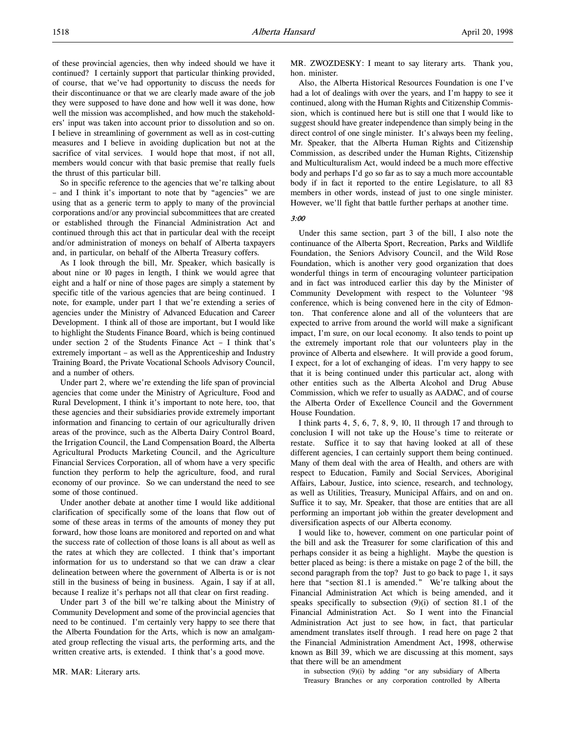of these provincial agencies, then why indeed should we have it continued? I certainly support that particular thinking provided, of course, that we've had opportunity to discuss the needs for their discontinuance or that we are clearly made aware of the job they were supposed to have done and how well it was done, how well the mission was accomplished, and how much the stakeholders' input was taken into account prior to dissolution and so on. I believe in streamlining of government as well as in cost-cutting measures and I believe in avoiding duplication but not at the sacrifice of vital services. I would hope that most, if not all, members would concur with that basic premise that really fuels the thrust of this particular bill.

So in specific reference to the agencies that we're talking about – and I think it's important to note that by "agencies" we are using that as a generic term to apply to many of the provincial corporations and/or any provincial subcommittees that are created or established through the Financial Administration Act and continued through this act that in particular deal with the receipt and/or administration of moneys on behalf of Alberta taxpayers and, in particular, on behalf of the Alberta Treasury coffers.

As I look through the bill, Mr. Speaker, which basically is about nine or 10 pages in length, I think we would agree that eight and a half or nine of those pages are simply a statement by specific title of the various agencies that are being continued. I note, for example, under part 1 that we're extending a series of agencies under the Ministry of Advanced Education and Career Development. I think all of those are important, but I would like to highlight the Students Finance Board, which is being continued under section 2 of the Students Finance Act – I think that's extremely important – as well as the Apprenticeship and Industry Training Board, the Private Vocational Schools Advisory Council, and a number of others.

Under part 2, where we're extending the life span of provincial agencies that come under the Ministry of Agriculture, Food and Rural Development, I think it's important to note here, too, that these agencies and their subsidiaries provide extremely important information and financing to certain of our agriculturally driven areas of the province, such as the Alberta Dairy Control Board, the Irrigation Council, the Land Compensation Board, the Alberta Agricultural Products Marketing Council, and the Agriculture Financial Services Corporation, all of whom have a very specific function they perform to help the agriculture, food, and rural economy of our province. So we can understand the need to see some of those continued.

Under another debate at another time I would like additional clarification of specifically some of the loans that flow out of some of these areas in terms of the amounts of money they put forward, how those loans are monitored and reported on and what the success rate of collection of those loans is all about as well as the rates at which they are collected. I think that's important information for us to understand so that we can draw a clear delineation between where the government of Alberta is or is not still in the business of being in business. Again, I say if at all, because I realize it's perhaps not all that clear on first reading.

Under part 3 of the bill we're talking about the Ministry of Community Development and some of the provincial agencies that need to be continued. I'm certainly very happy to see there that the Alberta Foundation for the Arts, which is now an amalgamated group reflecting the visual arts, the performing arts, and the written creative arts, is extended. I think that's a good move.

MR. MAR: Literary arts.

MR. ZWOZDESKY: I meant to say literary arts. Thank you, hon. minister.

Also, the Alberta Historical Resources Foundation is one I've had a lot of dealings with over the years, and I'm happy to see it continued, along with the Human Rights and Citizenship Commission, which is continued here but is still one that I would like to suggest should have greater independence than simply being in the direct control of one single minister. It's always been my feeling, Mr. Speaker, that the Alberta Human Rights and Citizenship Commission, as described under the Human Rights, Citizenship and Multiculturalism Act, would indeed be a much more effective body and perhaps I'd go so far as to say a much more accountable body if in fact it reported to the entire Legislature, to all 83 members in other words, instead of just to one single minister. However, we'll fight that battle further perhaps at another time.

*3:00*

Under this same section, part 3 of the bill, I also note the continuance of the Alberta Sport, Recreation, Parks and Wildlife Foundation, the Seniors Advisory Council, and the Wild Rose Foundation, which is another very good organization that does wonderful things in term of encouraging volunteer participation and in fact was introduced earlier this day by the Minister of Community Development with respect to the Volunteer '98 conference, which is being convened here in the city of Edmonton. That conference alone and all of the volunteers that are expected to arrive from around the world will make a significant impact, I'm sure, on our local economy. It also tends to point up the extremely important role that our volunteers play in the province of Alberta and elsewhere. It will provide a good forum, I expect, for a lot of exchanging of ideas. I'm very happy to see that it is being continued under this particular act, along with other entities such as the Alberta Alcohol and Drug Abuse Commission, which we refer to usually as AADAC, and of course the Alberta Order of Excellence Council and the Government House Foundation.

I think parts 4, 5, 6, 7, 8, 9, 10, 11 through 17 and through to conclusion I will not take up the House's time to reiterate or restate. Suffice it to say that having looked at all of these different agencies, I can certainly support them being continued. Many of them deal with the area of Health, and others are with respect to Education, Family and Social Services, Aboriginal Affairs, Labour, Justice, into science, research, and technology, as well as Utilities, Treasury, Municipal Affairs, and on and on. Suffice it to say, Mr. Speaker, that those are entities that are all performing an important job within the greater development and diversification aspects of our Alberta economy.

I would like to, however, comment on one particular point of the bill and ask the Treasurer for some clarification of this and perhaps consider it as being a highlight. Maybe the question is better placed as being: is there a mistake on page 2 of the bill, the second paragraph from the top? Just to go back to page 1, it says here that "section 81.1 is amended." We're talking about the Financial Administration Act which is being amended, and it speaks specifically to subsection (9)(i) of section 81.1 of the Financial Administration Act. So I went into the Financial Administration Act just to see how, in fact, that particular amendment translates itself through. I read here on page 2 that the Financial Administration Amendment Act, 1998, otherwise known as Bill 39, which we are discussing at this moment, says that there will be an amendment

> in subsection (9)(i) by adding "or any subsidiary of Alberta Treasury Branches or any corporation controlled by Alberta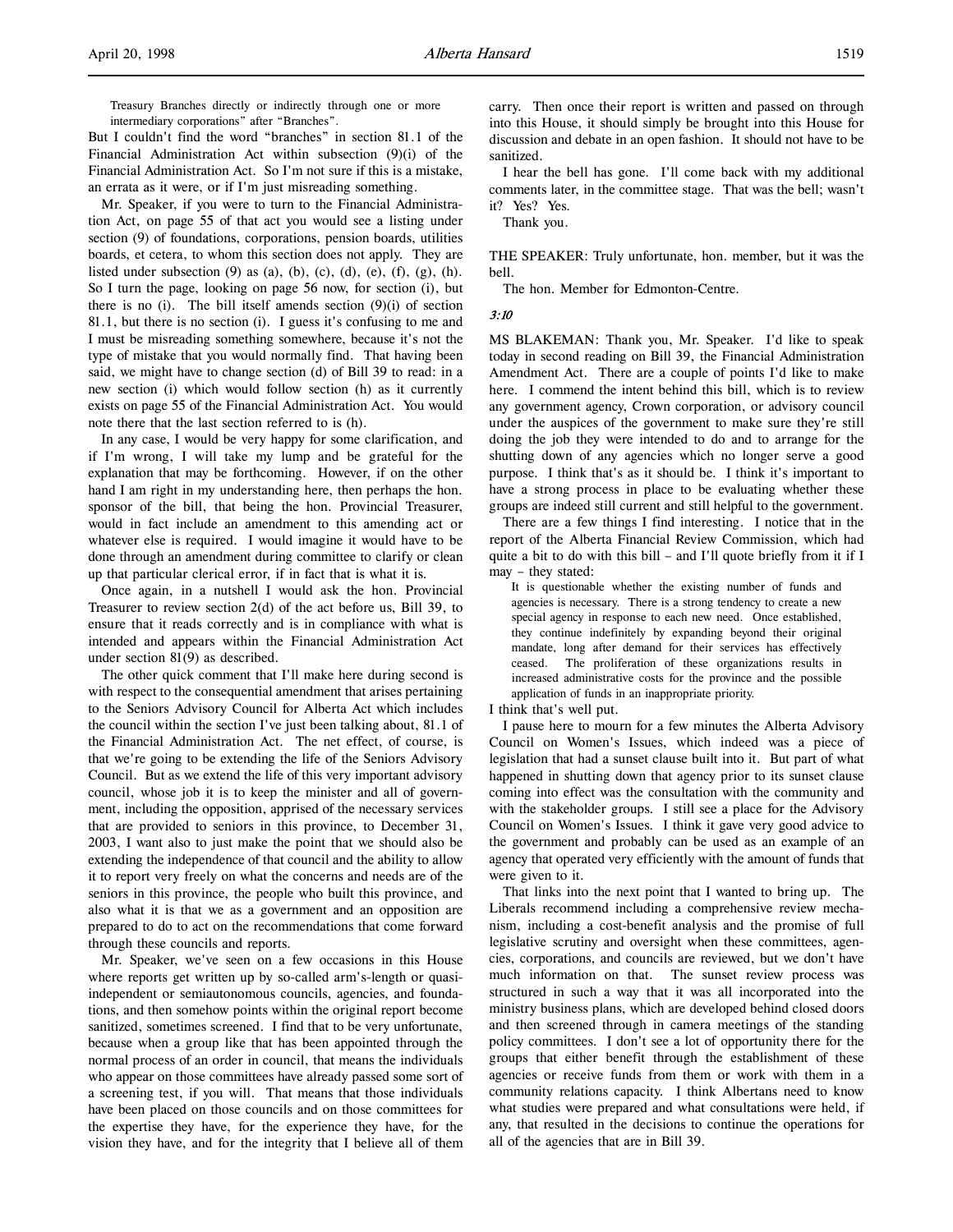> Treasury Branches directly or indirectly through one or more intermediary corporations" after "Branches".

But I couldn't find the word "branches" in section 81.1 of the Financial Administration Act within subsection (9)(i) of the Financial Administration Act. So I'm not sure if this is a mistake, an errata as it were, or if I'm just misreading something.

Mr. Speaker, if you were to turn to the Financial Administration Act, on page 55 of that act you would see a listing under section (9) of foundations, corporations, pension boards, utilities boards, et cetera, to whom this section does not apply. They are listed under subsection (9) as (a), (b), (c), (d), (e), (f), (g), (h). So I turn the page, looking on page 56 now, for section (i), but there is no (i). The bill itself amends section (9)(i) of section 81.1, but there is no section (i). I guess it's confusing to me and I must be misreading something somewhere, because it's not the type of mistake that you would normally find. That having been said, we might have to change section (d) of Bill 39 to read: in a new section (i) which would follow section (h) as it currently exists on page 55 of the Financial Administration Act. You would note there that the last section referred to is (h).

In any case, I would be very happy for some clarification, and if I'm wrong, I will take my lump and be grateful for the explanation that may be forthcoming. However, if on the other hand I am right in my understanding here, then perhaps the hon. sponsor of the bill, that being the hon. Provincial Treasurer, would in fact include an amendment to this amending act or whatever else is required. I would imagine it would have to be done through an amendment during committee to clarify or clean up that particular clerical error, if in fact that is what it is.

Once again, in a nutshell I would ask the hon. Provincial Treasurer to review section 2(d) of the act before us, Bill 39, to ensure that it reads correctly and is in compliance with what is intended and appears within the Financial Administration Act under section 81(9) as described.

The other quick comment that I'll make here during second is with respect to the consequential amendment that arises pertaining to the Seniors Advisory Council for Alberta Act which includes the council within the section I've just been talking about, 81.1 of the Financial Administration Act. The net effect, of course, is that we're going to be extending the life of the Seniors Advisory Council. But as we extend the life of this very important advisory council, whose job it is to keep the minister and all of government, including the opposition, apprised of the necessary services that are provided to seniors in this province, to December 31, 2003, I want also to just make the point that we should also be extending the independence of that council and the ability to allow it to report very freely on what the concerns and needs are of the seniors in this province, the people who built this province, and also what it is that we as a government and an opposition are prepared to do to act on the recommendations that come forward through these councils and reports.

Mr. Speaker, we've seen on a few occasions in this House where reports get written up by so-called arm's-length or quasi-independent or semiautonomous councils, agencies, and foundations, and then somehow points within the original report become sanitized, sometimes screened. I find that to be very unfortunate, because when a group like that has been appointed through the normal process of an order in council, that means the individuals who appear on those committees have already passed some sort of a screening test, if you will. That means that those individuals have been placed on those councils and on those committees for the expertise they have, for the experience they have, for the vision they have, and for the integrity that I believe all of them carry. Then once their report is written and passed on through into this House, it should simply be brought into this House for discussion and debate in an open fashion. It should not have to be sanitized.

I hear the bell has gone. I'll come back with my additional comments later, in the committee stage. That was the bell; wasn't it? Yes? Yes.

Thank you.

THE SPEAKER: Truly unfortunate, hon. member, but it was the bell.

The hon. Member for Edmonton-Centre.

*3:10*

MS BLAKEMAN: Thank you, Mr. Speaker. I'd like to speak today in second reading on Bill 39, the Financial Administration Amendment Act. There are a couple of points I'd like to make here. I commend the intent behind this bill, which is to review any government agency, Crown corporation, or advisory council under the auspices of the government to make sure they're still doing the job they were intended to do and to arrange for the shutting down of any agencies which no longer serve a good purpose. I think that's as it should be. I think it's important to have a strong process in place to be evaluating whether these groups are indeed still current and still helpful to the government.

There are a few things I find interesting. I notice that in the report of the Alberta Financial Review Commission, which had quite a bit to do with this bill – and I'll quote briefly from it if I may – they stated:

> It is questionable whether the existing number of funds and agencies is necessary. There is a strong tendency to create a new special agency in response to each new need. Once established, they continue indefinitely by expanding beyond their original mandate, long after demand for their services has effectively ceased. The proliferation of these organizations results in increased administrative costs for the province and the possible application of funds in an inappropriate priority.

I think that's well put.

I pause here to mourn for a few minutes the Alberta Advisory Council on Women's Issues, which indeed was a piece of legislation that had a sunset clause built into it. But part of what happened in shutting down that agency prior to its sunset clause coming into effect was the consultation with the community and with the stakeholder groups. I still see a place for the Advisory Council on Women's Issues. I think it gave very good advice to the government and probably can be used as an example of an agency that operated very efficiently with the amount of funds that were given to it.

That links into the next point that I wanted to bring up. The Liberals recommend including a comprehensive review mechanism, including a cost-benefit analysis and the promise of full legislative scrutiny and oversight when these committees, agencies, corporations, and councils are reviewed, but we don't have much information on that. The sunset review process was structured in such a way that it was all incorporated into the ministry business plans, which are developed behind closed doors and then screened through in camera meetings of the standing policy committees. I don't see a lot of opportunity there for the groups that either benefit through the establishment of these agencies or receive funds from them or work with them in a community relations capacity. I think Albertans need to know what studies were prepared and what consultations were held, if any, that resulted in the decisions to continue the operations for all of the agencies that are in Bill 39.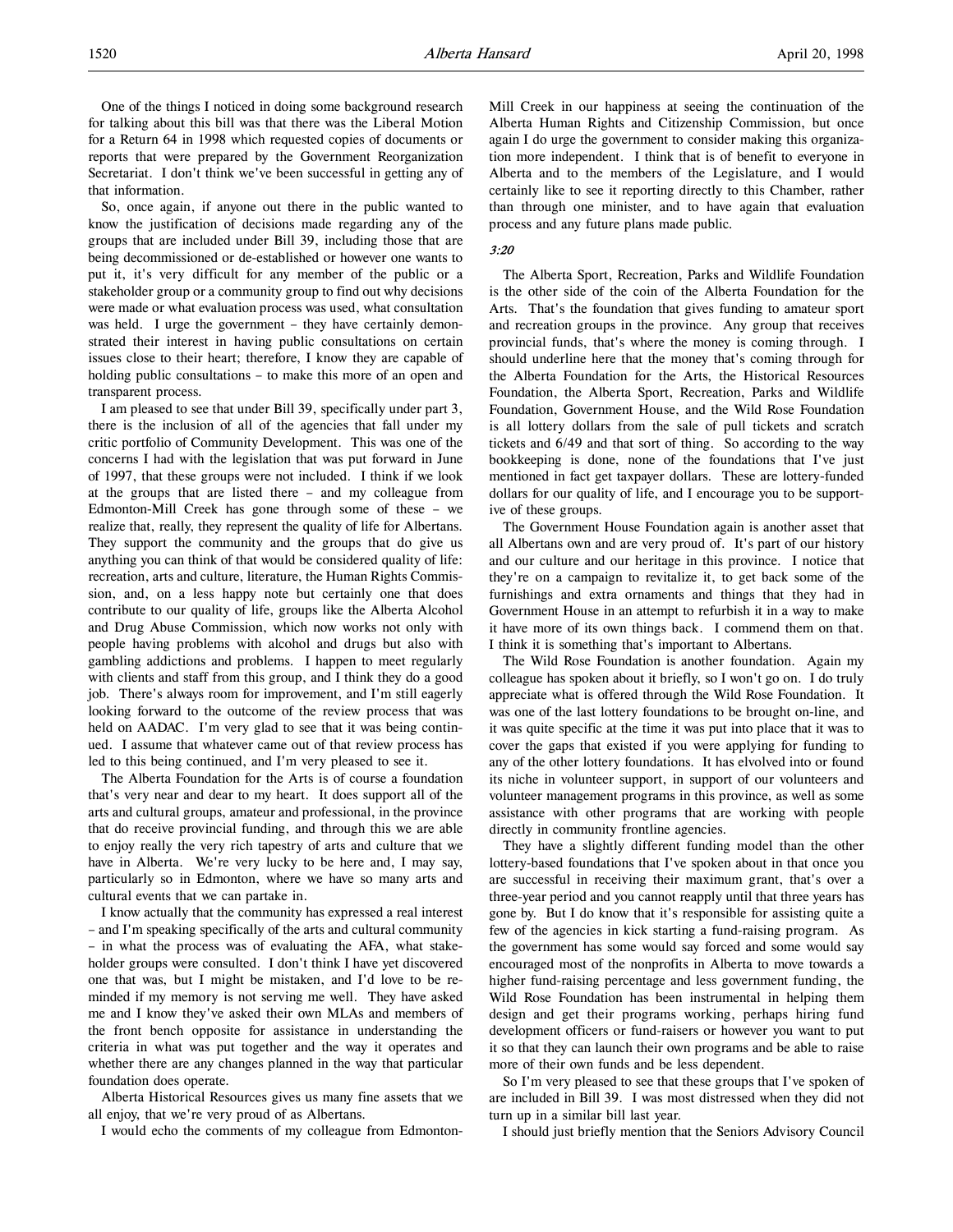One of the things I noticed in doing some background research for talking about this bill was that there was the Liberal Motion for a Return 64 in 1998 which requested copies of documents or reports that were prepared by the Government Reorganization Secretariat. I don't think we've been successful in getting any of that information.

So, once again, if anyone out there in the public wanted to know the justification of decisions made regarding any of the groups that are included under Bill 39, including those that are being decommissioned or de-established or however one wants to put it, it's very difficult for any member of the public or a stakeholder group or a community group to find out why decisions were made or what evaluation process was used, what consultation was held. I urge the government – they have certainly demonstrated their interest in having public consultations on certain issues close to their heart; therefore, I know they are capable of holding public consultations – to make this more of an open and transparent process.

I am pleased to see that under Bill 39, specifically under part 3, there is the inclusion of all of the agencies that fall under my critic portfolio of Community Development. This was one of the concerns I had with the legislation that was put forward in June of 1997, that these groups were not included. I think if we look at the groups that are listed there – and my colleague from Edmonton-Mill Creek has gone through some of these – we realize that, really, they represent the quality of life for Albertans. They support the community and the groups that do give us anything you can think of that would be considered quality of life: recreation, arts and culture, literature, the Human Rights Commission, and, on a less happy note but certainly one that does contribute to our quality of life, groups like the Alberta Alcohol and Drug Abuse Commission, which now works not only with people having problems with alcohol and drugs but also with gambling addictions and problems. I happen to meet regularly with clients and staff from this group, and I think they do a good job. There's always room for improvement, and I'm still eagerly looking forward to the outcome of the review process that was held on AADAC. I'm very glad to see that it was being continued. I assume that whatever came out of that review process has led to this being continued, and I'm very pleased to see it.

The Alberta Foundation for the Arts is of course a foundation that's very near and dear to my heart. It does support all of the arts and cultural groups, amateur and professional, in the province that do receive provincial funding, and through this we are able to enjoy really the very rich tapestry of arts and culture that we have in Alberta. We're very lucky to be here and, I may say, particularly so in Edmonton, where we have so many arts and cultural events that we can partake in.

I know actually that the community has expressed a real interest – and I'm speaking specifically of the arts and cultural community – in what the process was of evaluating the AFA, what stakeholder groups were consulted. I don't think I have yet discovered one that was, but I might be mistaken, and I'd love to be reminded if my memory is not serving me well. They have asked me and I know they've asked their own MLAs and members of the front bench opposite for assistance in understanding the criteria in what was put together and the way it operates and whether there are any changes planned in the way that particular foundation does operate.

Alberta Historical Resources gives us many fine assets that we all enjoy, that we're very proud of as Albertans.

I would echo the comments of my colleague from Edmonton-Mill Creek in our happiness at seeing the continuation of the Alberta Human Rights and Citizenship Commission, but once again I do urge the government to consider making this organization more independent. I think that is of benefit to everyone in Alberta and to the members of the Legislature, and I would certainly like to see it reporting directly to this Chamber, rather than through one minister, and to have again that evaluation process and any future plans made public.

*3:20*

The Alberta Sport, Recreation, Parks and Wildlife Foundation is the other side of the coin of the Alberta Foundation for the Arts. That's the foundation that gives funding to amateur sport and recreation groups in the province. Any group that receives provincial funds, that's where the money is coming through. I should underline here that the money that's coming through for the Alberta Foundation for the Arts, the Historical Resources Foundation, the Alberta Sport, Recreation, Parks and Wildlife Foundation, Government House, and the Wild Rose Foundation is all lottery dollars from the sale of pull tickets and scratch tickets and 6/49 and that sort of thing. So according to the way bookkeeping is done, none of the foundations that I've just mentioned in fact get taxpayer dollars. These are lottery-funded dollars for our quality of life, and I encourage you to be supportive of these groups.

The Government House Foundation again is another asset that all Albertans own and are very proud of. It's part of our history and our culture and our heritage in this province. I notice that they're on a campaign to revitalize it, to get back some of the furnishings and extra ornaments and things that they had in Government House in an attempt to refurbish it in a way to make it have more of its own things back. I commend them on that. I think it is something that's important to Albertans.

The Wild Rose Foundation is another foundation. Again my colleague has spoken about it briefly, so I won't go on. I do truly appreciate what is offered through the Wild Rose Foundation. It was one of the last lottery foundations to be brought on-line, and it was quite specific at the time it was put into place that it was to cover the gaps that existed if you were applying for funding to any of the other lottery foundations. It has evlolved into or found its niche in volunteer support, in support of our volunteers and volunteer management programs in this province, as well as some assistance with other programs that are working with people directly in community frontline agencies.

They have a slightly different funding model than the other lottery-based foundations that I've spoken about in that once you are successful in receiving their maximum grant, that's over a three-year period and you cannot reapply until that three years has gone by. But I do know that it's responsible for assisting quite a few of the agencies in kick starting a fund-raising program. As the government has some would say forced and some would say encouraged most of the nonprofits in Alberta to move towards a higher fund-raising percentage and less government funding, the Wild Rose Foundation has been instrumental in helping them design and get their programs working, perhaps hiring fund development officers or fund-raisers or however you want to put it so that they can launch their own programs and be able to raise more of their own funds and be less dependent.

So I'm very pleased to see that these groups that I've spoken of are included in Bill 39. I was most distressed when they did not turn up in a similar bill last year.

I should just briefly mention that the Seniors Advisory Council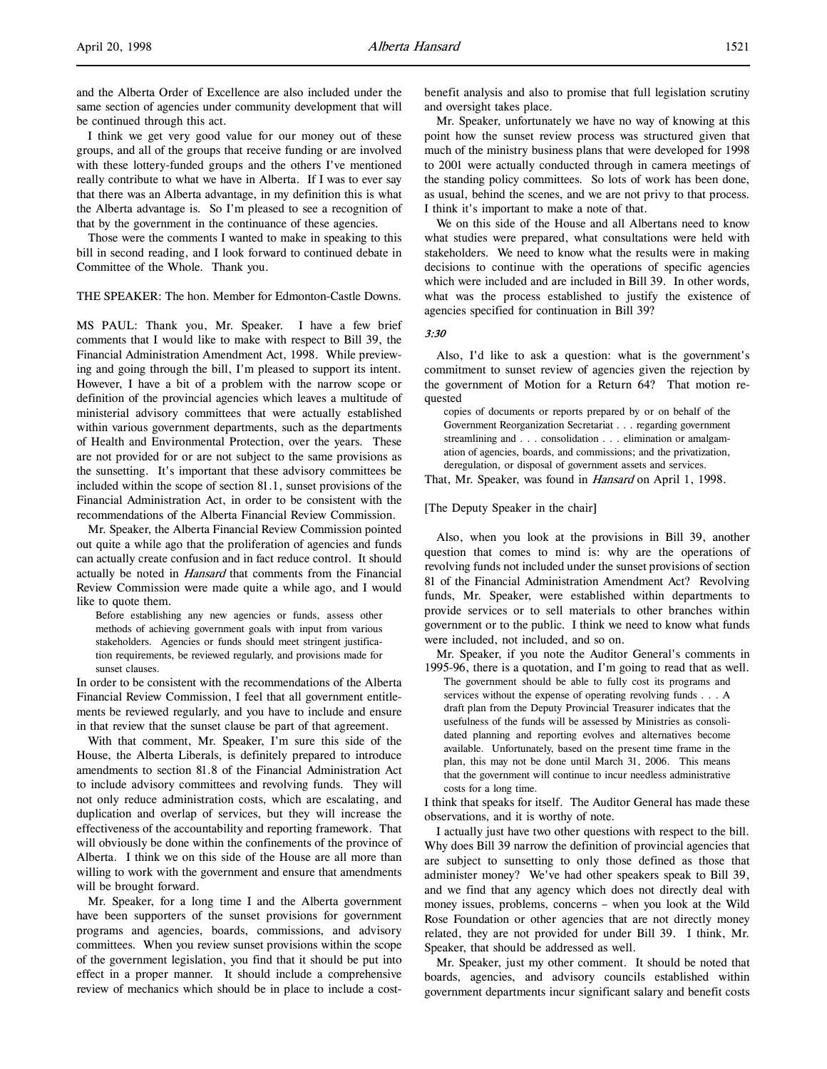and the Alberta Order of Excellence are also included under the same section of agencies under community development that will be continued through this act.

I think we get very good value for our money out of these groups, and all of the groups that receive funding or are involved with these lottery-funded groups and the others I've mentioned really contribute to what we have in Alberta. If I was to ever say that there was an Alberta advantage, in my definition this is what the Alberta advantage is. So I'm pleased to see a recognition of that by the government in the continuance of these agencies.

Those were the comments I wanted to make in speaking to this bill in second reading, and I look forward to continued debate in Committee of the Whole. Thank you.

THE SPEAKER: The hon. Member for Edmonton-Castle Downs.

MS PAUL: Thank you, Mr. Speaker. I have a few brief comments that I would like to make with respect to Bill 39, the Financial Administration Amendment Act, 1998. While previewing and going through the bill, I'm pleased to support its intent. However, I have a bit of a problem with the narrow scope or definition of the provincial agencies which leaves a multitude of ministerial advisory committees that were actually established within various government departments, such as the departments of Health and Environmental Protection, over the years. These are not provided for or are not subject to the same provisions as the sunsetting. It's important that these advisory committees be included within the scope of section 81.1, sunset provisions of the Financial Administration Act, in order to be consistent with the recommendations of the Alberta Financial Review Commission.

Mr. Speaker, the Alberta Financial Review Commission pointed out quite a while ago that the proliferation of agencies and funds can actually create confusion and in fact reduce control. It should actually be noted in *Hansard* that comments from the Financial Review Commission were made quite a while ago, and I would like to quote them.

> Before establishing any new agencies or funds, assess other methods of achieving government goals with input from various stakeholders. Agencies or funds should meet stringent justification requirements, be reviewed regularly, and provisions made for sunset clauses.

In order to be consistent with the recommendations of the Alberta Financial Review Commission, I feel that all government entitlements be reviewed regularly, and you have to include and ensure in that review that the sunset clause be part of that agreement.

With that comment, Mr. Speaker, I'm sure this side of the House, the Alberta Liberals, is definitely prepared to introduce amendments to section 81.8 of the Financial Administration Act to include advisory committees and revolving funds. They will not only reduce administration costs, which are escalating, and duplication and overlap of services, but they will increase the effectiveness of the accountability and reporting framework. That will obviously be done within the confinements of the province of Alberta. I think we on this side of the House are all more than willing to work with the government and ensure that amendments will be brought forward.

Mr. Speaker, for a long time I and the Alberta government have been supporters of the sunset provisions for government programs and agencies, boards, commissions, and advisory committees. When you review sunset provisions within the scope of the government legislation, you find that it should be put into effect in a proper manner. It should include a comprehensive review of mechanics which should be in place to include a cost-benefit analysis and also to promise that full legislation scrutiny and oversight takes place.

Mr. Speaker, unfortunately we have no way of knowing at this point how the sunset review process was structured given that much of the ministry business plans that were developed for 1998 to 2001 were actually conducted through in camera meetings of the standing policy committees. So lots of work has been done, as usual, behind the scenes, and we are not privy to that process. I think it's important to make a note of that.

We on this side of the House and all Albertans need to know what studies were prepared, what consultations were held with stakeholders. We need to know what the results were in making decisions to continue with the operations of specific agencies which were included and are included in Bill 39. In other words, what was the process established to justify the existence of agencies specified for continuation in Bill 39?

*3:30*

Also, I'd like to ask a question: what is the government's commitment to sunset review of agencies given the rejection by the government of Motion for a Return 64? That motion requested

> copies of documents or reports prepared by or on behalf of the Government Reorganization Secretariat . . . regarding government streamlining and . . . consolidation . . . elimination or amalgamation of agencies, boards, and commissions; and the privatization, deregulation, or disposal of government assets and services.

That, Mr. Speaker, was found in *Hansard* on April 1, 1998.

[The Deputy Speaker in the chair]

Also, when you look at the provisions in Bill 39, another question that comes to mind is: why are the operations of revolving funds not included under the sunset provisions of section 81 of the Financial Administration Amendment Act? Revolving funds, Mr. Speaker, were established within departments to provide services or to sell materials to other branches within government or to the public. I think we need to know what funds were included, not included, and so on.

Mr. Speaker, if you note the Auditor General's comments in 1995-96, there is a quotation, and I'm going to read that as well.

> The government should be able to fully cost its programs and services without the expense of operating revolving funds . . . A draft plan from the Deputy Provincial Treasurer indicates that the usefulness of the funds will be assessed by Ministries as consolidated planning and reporting evolves and alternatives become available. Unfortunately, based on the present time frame in the plan, this may not be done until March 31, 2006. This means that the government will continue to incur needless administrative costs for a long time.

I think that speaks for itself. The Auditor General has made these observations, and it is worthy of note.

I actually just have two other questions with respect to the bill. Why does Bill 39 narrow the definition of provincial agencies that are subject to sunsetting to only those defined as those that administer money? We've had other speakers speak to Bill 39, and we find that any agency which does not directly deal with money issues, problems, concerns – when you look at the Wild Rose Foundation or other agencies that are not directly money related, they are not provided for under Bill 39. I think, Mr. Speaker, that should be addressed as well.

Mr. Speaker, just my other comment. It should be noted that boards, agencies, and advisory councils established within government departments incur significant salary and benefit costs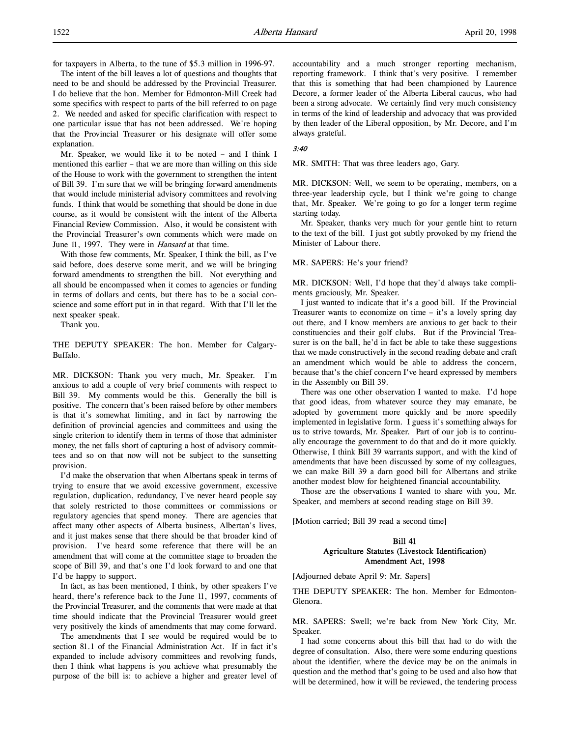for taxpayers in Alberta, to the tune of $5.3 million in 1996-97.

The intent of the bill leaves a lot of questions and thoughts that need to be and should be addressed by the Provincial Treasurer. I do believe that the hon. Member for Edmonton-Mill Creek had some specifics with respect to parts of the bill referred to on page 2. We needed and asked for specific clarification with respect to one particular issue that has not been addressed. We're hoping that the Provincial Treasurer or his designate will offer some explanation.

Mr. Speaker, we would like it to be noted – and I think I mentioned this earlier – that we are more than willing on this side of the House to work with the government to strengthen the intent of Bill 39. I'm sure that we will be bringing forward amendments that would include ministerial advisory committees and revolving funds. I think that would be something that should be done in due course, as it would be consistent with the intent of the Alberta Financial Review Commission. Also, it would be consistent with the Provincial Treasurer's own comments which were made on June 11, 1997. They were in *Hansard* at that time.

With those few comments, Mr. Speaker, I think the bill, as I've said before, does deserve some merit, and we will be bringing forward amendments to strengthen the bill. Not everything and all should be encompassed when it comes to agencies or funding in terms of dollars and cents, but there has to be a social conscience and some effort put in in that regard. With that I'll let the next speaker speak.

Thank you.

THE DEPUTY SPEAKER: The hon. Member for Calgary-Buffalo.

MR. DICKSON: Thank you very much, Mr. Speaker. I'm anxious to add a couple of very brief comments with respect to Bill 39. My comments would be this. Generally the bill is positive. The concern that's been raised before by other members is that it's somewhat limiting, and in fact by narrowing the definition of provincial agencies and committees and using the single criterion to identify them in terms of those that administer money, the net falls short of capturing a host of advisory committees and so on that now will not be subject to the sunsetting provision.

I'd make the observation that when Albertans speak in terms of trying to ensure that we avoid excessive government, excessive regulation, duplication, redundancy, I've never heard people say that solely restricted to those committees or commissions or regulatory agencies that spend money. There are agencies that affect many other aspects of Alberta business, Albertan's lives, and it just makes sense that there should be that broader kind of provision. I've heard some reference that there will be an amendment that will come at the committee stage to broaden the scope of Bill 39, and that's one I'd look forward to and one that I'd be happy to support.

In fact, as has been mentioned, I think, by other speakers I've heard, there's reference back to the June 11, 1997, comments of the Provincial Treasurer, and the comments that were made at that time should indicate that the Provincial Treasurer would greet very positively the kinds of amendments that may come forward.

The amendments that I see would be required would be to section 81.1 of the Financial Administration Act. If in fact it's expanded to include advisory committees and revolving funds, then I think what happens is you achieve what presumably the purpose of the bill is: to achieve a higher and greater level of accountability and a much stronger reporting mechanism, reporting framework. I think that's very positive. I remember that this is something that had been championed by Laurence Decore, a former leader of the Alberta Liberal caucus, who had been a strong advocate. We certainly find very much consistency in terms of the kind of leadership and advocacy that was provided by then leader of the Liberal opposition, by Mr. Decore, and I'm always grateful.

*3:40*

MR. SMITH: That was three leaders ago, Gary.

MR. DICKSON: Well, we seem to be operating, members, on a three-year leadership cycle, but I think we're going to change that, Mr. Speaker. We're going to go for a longer term regime starting today.

Mr. Speaker, thanks very much for your gentle hint to return to the text of the bill. I just got subtly provoked by my friend the Minister of Labour there.

MR. SAPERS: He's your friend?

MR. DICKSON: Well, I'd hope that they'd always take compliments graciously, Mr. Speaker.

I just wanted to indicate that it's a good bill. If the Provincial Treasurer wants to economize on time – it's a lovely spring day out there, and I know members are anxious to get back to their constituencies and their golf clubs. But if the Provincial Treasurer is on the ball, he'd in fact be able to take these suggestions that we made constructively in the second reading debate and craft an amendment which would be able to address the concern, because that's the chief concern I've heard expressed by members in the Assembly on Bill 39.

There was one other observation I wanted to make. I'd hope that good ideas, from whatever source they may emanate, be adopted by government more quickly and be more speedily implemented in legislative form. I guess it's something always for us to strive towards, Mr. Speaker. Part of our job is to continually encourage the government to do that and do it more quickly. Otherwise, I think Bill 39 warrants support, and with the kind of amendments that have been discussed by some of my colleagues, we can make Bill 39 a darn good bill for Albertans and strike another modest blow for heightened financial accountability.

Those are the observations I wanted to share with you, Mr. Speaker, and members at second reading stage on Bill 39.

[Motion carried; Bill 39 read a second time]

### Bill 41
### Agriculture Statutes (Livestock Identification) Amendment Act, 1998

[Adjourned debate April 9: Mr. Sapers]

THE DEPUTY SPEAKER: The hon. Member for Edmonton-Glenora.

MR. SAPERS: Swell; we're back from New York City, Mr. Speaker.

I had some concerns about this bill that had to do with the degree of consultation. Also, there were some enduring questions about the identifier, where the device may be on the animals in question and the method that's going to be used and also how that will be determined, how it will be reviewed, the tendering process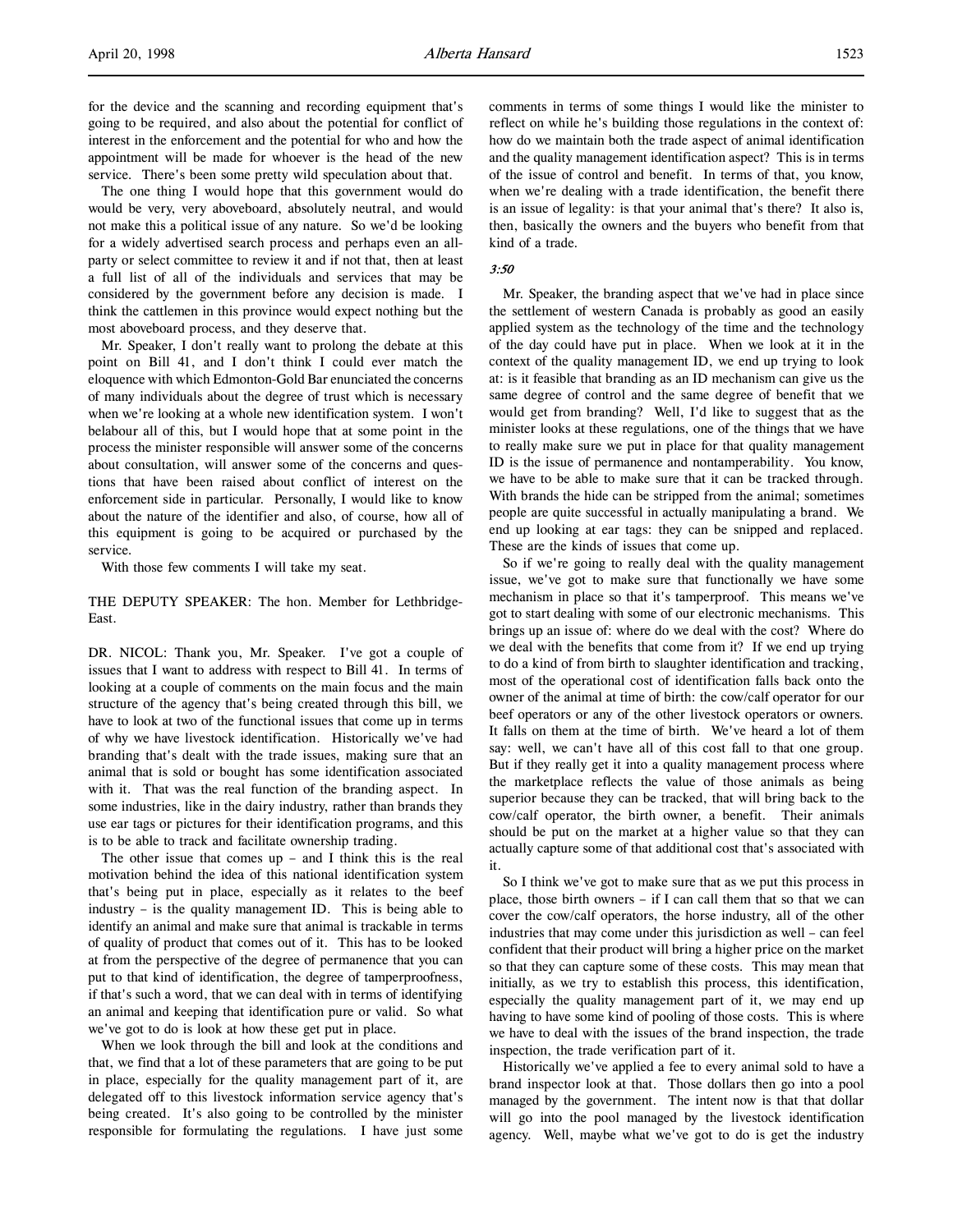for the device and the scanning and recording equipment that's going to be required, and also about the potential for conflict of interest in the enforcement and the potential for who and how the appointment will be made for whoever is the head of the new service. There's been some pretty wild speculation about that.

The one thing I would hope that this government would do would be very, very aboveboard, absolutely neutral, and would not make this a political issue of any nature. So we'd be looking for a widely advertised search process and perhaps even an all-party or select committee to review it and if not that, then at least a full list of all of the individuals and services that may be considered by the government before any decision is made. I think the cattlemen in this province would expect nothing but the most aboveboard process, and they deserve that.

Mr. Speaker, I don't really want to prolong the debate at this point on Bill 41, and I don't think I could ever match the eloquence with which Edmonton-Gold Bar enunciated the concerns of many individuals about the degree of trust which is necessary when we're looking at a whole new identification system. I won't belabour all of this, but I would hope that at some point in the process the minister responsible will answer some of the concerns about consultation, will answer some of the concerns and questions that have been raised about conflict of interest on the enforcement side in particular. Personally, I would like to know about the nature of the identifier and also, of course, how all of this equipment is going to be acquired or purchased by the service.

With those few comments I will take my seat.

THE DEPUTY SPEAKER: The hon. Member for Lethbridge-East.

DR. NICOL: Thank you, Mr. Speaker. I've got a couple of issues that I want to address with respect to Bill 41. In terms of looking at a couple of comments on the main focus and the main structure of the agency that's being created through this bill, we have to look at two of the functional issues that come up in terms of why we have livestock identification. Historically we've had branding that's dealt with the trade issues, making sure that an animal that is sold or bought has some identification associated with it. That was the real function of the branding aspect. In some industries, like in the dairy industry, rather than brands they use ear tags or pictures for their identification programs, and this is to be able to track and facilitate ownership trading.

The other issue that comes up – and I think this is the real motivation behind the idea of this national identification system that's being put in place, especially as it relates to the beef industry – is the quality management ID. This is being able to identify an animal and make sure that animal is trackable in terms of quality of product that comes out of it. This has to be looked at from the perspective of the degree of permanence that you can put to that kind of identification, the degree of tamperproofness, if that's such a word, that we can deal with in terms of identifying an animal and keeping that identification pure or valid. So what we've got to do is look at how these get put in place.

When we look through the bill and look at the conditions and that, we find that a lot of these parameters that are going to be put in place, especially for the quality management part of it, are delegated off to this livestock information service agency that's being created. It's also going to be controlled by the minister responsible for formulating the regulations. I have just some comments in terms of some things I would like the minister to reflect on while he's building those regulations in the context of: how do we maintain both the trade aspect of animal identification and the quality management identification aspect? This is in terms of the issue of control and benefit. In terms of that, you know, when we're dealing with a trade identification, the benefit there is an issue of legality: is that your animal that's there? It also is, then, basically the owners and the buyers who benefit from that kind of a trade.

*3:50*

Mr. Speaker, the branding aspect that we've had in place since the settlement of western Canada is probably as good an easily applied system as the technology of the time and the technology of the day could have put in place. When we look at it in the context of the quality management ID, we end up trying to look at: is it feasible that branding as an ID mechanism can give us the same degree of control and the same degree of benefit that we would get from branding? Well, I'd like to suggest that as the minister looks at these regulations, one of the things that we have to really make sure we put in place for that quality management ID is the issue of permanence and nontamperability. You know, we have to be able to make sure that it can be tracked through. With brands the hide can be stripped from the animal; sometimes people are quite successful in actually manipulating a brand. We end up looking at ear tags: they can be snipped and replaced. These are the kinds of issues that come up.

So if we're going to really deal with the quality management issue, we've got to make sure that functionally we have some mechanism in place so that it's tamperproof. This means we've got to start dealing with some of our electronic mechanisms. This brings up an issue of: where do we deal with the cost? Where do we deal with the benefits that come from it? If we end up trying to do a kind of from birth to slaughter identification and tracking, most of the operational cost of identification falls back onto the owner of the animal at time of birth: the cow/calf operator for our beef operators or any of the other livestock operators or owners. It falls on them at the time of birth. We've heard a lot of them say: well, we can't have all of this cost fall to that one group. But if they really get it into a quality management process where the marketplace reflects the value of those animals as being superior because they can be tracked, that will bring back to the cow/calf operator, the birth owner, a benefit. Their animals should be put on the market at a higher value so that they can actually capture some of that additional cost that's associated with it.

So I think we've got to make sure that as we put this process in place, those birth owners – if I can call them that so that we can cover the cow/calf operators, the horse industry, all of the other industries that may come under this jurisdiction as well – can feel confident that their product will bring a higher price on the market so that they can capture some of these costs. This may mean that initially, as we try to establish this process, this identification, especially the quality management part of it, we may end up having to have some kind of pooling of those costs. This is where we have to deal with the issues of the brand inspection, the trade inspection, the trade verification part of it.

Historically we've applied a fee to every animal sold to have a brand inspector look at that. Those dollars then go into a pool managed by the government. The intent now is that that dollar will go into the pool managed by the livestock identification agency. Well, maybe what we've got to do is get the industry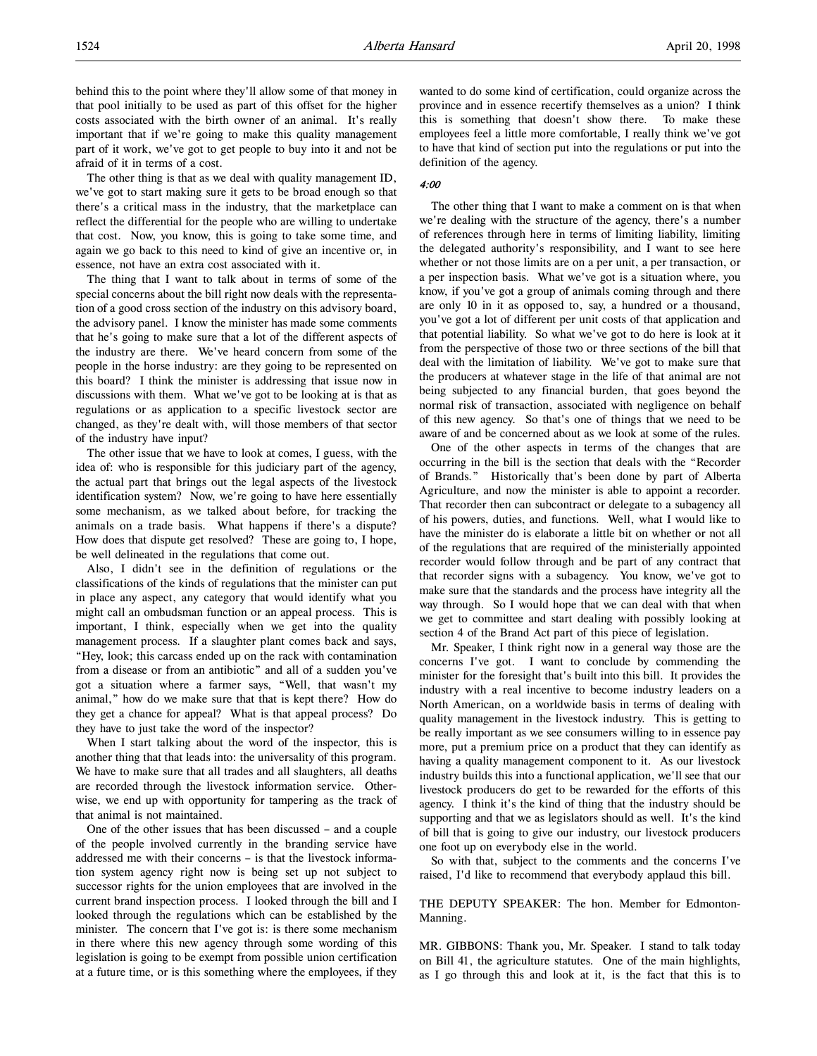behind this to the point where they'll allow some of that money in that pool initially to be used as part of this offset for the higher costs associated with the birth owner of an animal. It's really important that if we're going to make this quality management part of it work, we've got to get people to buy into it and not be afraid of it in terms of a cost.

The other thing is that as we deal with quality management ID, we've got to start making sure it gets to be broad enough so that there's a critical mass in the industry, that the marketplace can reflect the differential for the people who are willing to undertake that cost. Now, you know, this is going to take some time, and again we go back to this need to kind of give an incentive or, in essence, not have an extra cost associated with it.

The thing that I want to talk about in terms of some of the special concerns about the bill right now deals with the representation of a good cross section of the industry on this advisory board, the advisory panel. I know the minister has made some comments that he's going to make sure that a lot of the different aspects of the industry are there. We've heard concern from some of the people in the horse industry: are they going to be represented on this board? I think the minister is addressing that issue now in discussions with them. What we've got to be looking at is that as regulations or as application to a specific livestock sector are changed, as they're dealt with, will those members of that sector of the industry have input?

The other issue that we have to look at comes, I guess, with the idea of: who is responsible for this judiciary part of the agency, the actual part that brings out the legal aspects of the livestock identification system? Now, we're going to have here essentially some mechanism, as we talked about before, for tracking the animals on a trade basis. What happens if there's a dispute? How does that dispute get resolved? These are going to, I hope, be well delineated in the regulations that come out.

Also, I didn't see in the definition of regulations or the classifications of the kinds of regulations that the minister can put in place any aspect, any category that would identify what you might call an ombudsman function or an appeal process. This is important, I think, especially when we get into the quality management process. If a slaughter plant comes back and says, "Hey, look; this carcass ended up on the rack with contamination from a disease or from an antibiotic" and all of a sudden you've got a situation where a farmer says, "Well, that wasn't my animal," how do we make sure that that is kept there? How do they get a chance for appeal? What is that appeal process? Do they have to just take the word of the inspector?

When I start talking about the word of the inspector, this is another thing that that leads into: the universality of this program. We have to make sure that all trades and all slaughters, all deaths are recorded through the livestock information service. Otherwise, we end up with opportunity for tampering as the track of that animal is not maintained.

One of the other issues that has been discussed – and a couple of the people involved currently in the branding service have addressed me with their concerns – is that the livestock information system agency right now is being set up not subject to successor rights for the union employees that are involved in the current brand inspection process. I looked through the bill and I looked through the regulations which can be established by the minister. The concern that I've got is: is there some mechanism in there where this new agency through some wording of this legislation is going to be exempt from possible union certification at a future time, or is this something where the employees, if they wanted to do some kind of certification, could organize across the province and in essence recertify themselves as a union? I think this is something that doesn't show there. To make these employees feel a little more comfortable, I really think we've got to have that kind of section put into the regulations or put into the definition of the agency.

*4:00*

The other thing that I want to make a comment on is that when we're dealing with the structure of the agency, there's a number of references through here in terms of limiting liability, limiting the delegated authority's responsibility, and I want to see here whether or not those limits are on a per unit, a per transaction, or a per inspection basis. What we've got is a situation where, you know, if you've got a group of animals coming through and there are only 10 in it as opposed to, say, a hundred or a thousand, you've got a lot of different per unit costs of that application and that potential liability. So what we've got to do here is look at it from the perspective of those two or three sections of the bill that deal with the limitation of liability. We've got to make sure that the producers at whatever stage in the life of that animal are not being subjected to any financial burden, that goes beyond the normal risk of transaction, associated with negligence on behalf of this new agency. So that's one of things that we need to be aware of and be concerned about as we look at some of the rules.

One of the other aspects in terms of the changes that are occurring in the bill is the section that deals with the "Recorder of Brands." Historically that's been done by part of Alberta Agriculture, and now the minister is able to appoint a recorder. That recorder then can subcontract or delegate to a subagency all of his powers, duties, and functions. Well, what I would like to have the minister do is elaborate a little bit on whether or not all of the regulations that are required of the ministerially appointed recorder would follow through and be part of any contract that that recorder signs with a subagency. You know, we've got to make sure that the standards and the process have integrity all the way through. So I would hope that we can deal with that when we get to committee and start dealing with possibly looking at section 4 of the Brand Act part of this piece of legislation.

Mr. Speaker, I think right now in a general way those are the concerns I've got. I want to conclude by commending the minister for the foresight that's been built into this bill. It provides the industry with a real incentive to become industry leaders on a North American, on a worldwide basis in terms of dealing with quality management in the livestock industry. This is getting to be really important as we see consumers willing to in essence pay more, put a premium price on a product that they can identify as having a quality management component to it. As our livestock industry builds this into a functional application, we'll see that our livestock producers do get to be rewarded for the efforts of this agency. I think it's the kind of thing that the industry should be supporting and that we as legislators should as well. It's the kind of bill that is going to give our industry, our livestock producers one foot up on everybody else in the world.

So with that, subject to the comments and the concerns I've raised, I'd like to recommend that everybody applaud this bill.

THE DEPUTY SPEAKER: The hon. Member for Edmonton-Manning.

MR. GIBBONS: Thank you, Mr. Speaker. I stand to talk today on Bill 41, the agriculture statutes. One of the main highlights, as I go through this and look at it, is the fact that this is to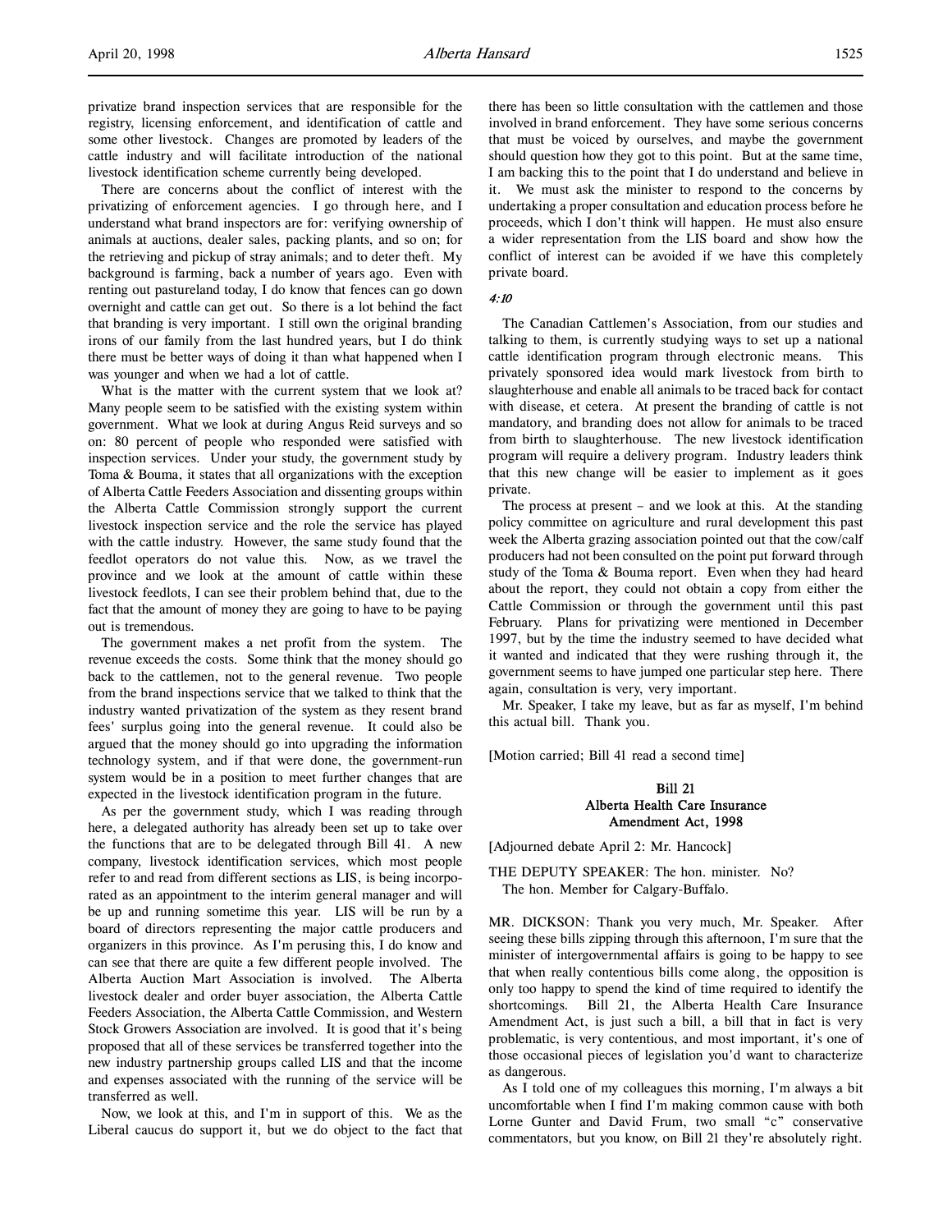privatize brand inspection services that are responsible for the registry, licensing enforcement, and identification of cattle and some other livestock. Changes are promoted by leaders of the cattle industry and will facilitate introduction of the national livestock identification scheme currently being developed.

There are concerns about the conflict of interest with the privatizing of enforcement agencies. I go through here, and I understand what brand inspectors are for: verifying ownership of animals at auctions, dealer sales, packing plants, and so on; for the retrieving and pickup of stray animals; and to deter theft. My background is farming, back a number of years ago. Even with renting out pastureland today, I do know that fences can go down overnight and cattle can get out. So there is a lot behind the fact that branding is very important. I still own the original branding irons of our family from the last hundred years, but I do think there must be better ways of doing it than what happened when I was younger and when we had a lot of cattle.

What is the matter with the current system that we look at? Many people seem to be satisfied with the existing system within government. What we look at during Angus Reid surveys and so on: 80 percent of people who responded were satisfied with inspection services. Under your study, the government study by Toma & Bouma, it states that all organizations with the exception of Alberta Cattle Feeders Association and dissenting groups within the Alberta Cattle Commission strongly support the current livestock inspection service and the role the service has played with the cattle industry. However, the same study found that the feedlot operators do not value this. Now, as we travel the province and we look at the amount of cattle within these livestock feedlots, I can see their problem behind that, due to the fact that the amount of money they are going to have to be paying out is tremendous.

The government makes a net profit from the system. The revenue exceeds the costs. Some think that the money should go back to the cattlemen, not to the general revenue. Two people from the brand inspections service that we talked to think that the industry wanted privatization of the system as they resent brand fees' surplus going into the general revenue. It could also be argued that the money should go into upgrading the information technology system, and if that were done, the government-run system would be in a position to meet further changes that are expected in the livestock identification program in the future.

As per the government study, which I was reading through here, a delegated authority has already been set up to take over the functions that are to be delegated through Bill 41. A new company, livestock identification services, which most people refer to and read from different sections as LIS, is being incorporated as an appointment to the interim general manager and will be up and running sometime this year. LIS will be run by a board of directors representing the major cattle producers and organizers in this province. As I'm perusing this, I do know and can see that there are quite a few different people involved. The Alberta Auction Mart Association is involved. The Alberta livestock dealer and order buyer association, the Alberta Cattle Feeders Association, the Alberta Cattle Commission, and Western Stock Growers Association are involved. It is good that it's being proposed that all of these services be transferred together into the new industry partnership groups called LIS and that the income and expenses associated with the running of the service will be transferred as well.

Now, we look at this, and I'm in support of this. We as the Liberal caucus do support it, but we do object to the fact that there has been so little consultation with the cattlemen and those involved in brand enforcement. They have some serious concerns that must be voiced by ourselves, and maybe the government should question how they got to this point. But at the same time, I am backing this to the point that I do understand and believe in it. We must ask the minister to respond to the concerns by undertaking a proper consultation and education process before he proceeds, which I don't think will happen. He must also ensure a wider representation from the LIS board and show how the conflict of interest can be avoided if we have this completely private board.

*4:10*

The Canadian Cattlemen's Association, from our studies and talking to them, is currently studying ways to set up a national cattle identification program through electronic means. This privately sponsored idea would mark livestock from birth to slaughterhouse and enable all animals to be traced back for contact with disease, et cetera. At present the branding of cattle is not mandatory, and branding does not allow for animals to be traced from birth to slaughterhouse. The new livestock identification program will require a delivery program. Industry leaders think that this new change will be easier to implement as it goes private.

The process at present – and we look at this. At the standing policy committee on agriculture and rural development this past week the Alberta grazing association pointed out that the cow/calf producers had not been consulted on the point put forward through study of the Toma & Bouma report. Even when they had heard about the report, they could not obtain a copy from either the Cattle Commission or through the government until this past February. Plans for privatizing were mentioned in December 1997, but by the time the industry seemed to have decided what it wanted and indicated that they were rushing through it, the government seems to have jumped one particular step here. There again, consultation is very, very important.

Mr. Speaker, I take my leave, but as far as myself, I'm behind this actual bill. Thank you.

[Motion carried; Bill 41 read a second time]

## Bill 21
## Alberta Health Care Insurance Amendment Act, 1998

[Adjourned debate April 2: Mr. Hancock]

THE DEPUTY SPEAKER: The hon. minister. No?

The hon. Member for Calgary-Buffalo.

MR. DICKSON: Thank you very much, Mr. Speaker. After seeing these bills zipping through this afternoon, I'm sure that the minister of intergovernmental affairs is going to be happy to see that when really contentious bills come along, the opposition is only too happy to spend the kind of time required to identify the shortcomings. Bill 21, the Alberta Health Care Insurance Amendment Act, is just such a bill, a bill that in fact is very problematic, is very contentious, and most important, it's one of those occasional pieces of legislation you'd want to characterize as dangerous.

As I told one of my colleagues this morning, I'm always a bit uncomfortable when I find I'm making common cause with both Lorne Gunter and David Frum, two small "c" conservative commentators, but you know, on Bill 21 they're absolutely right.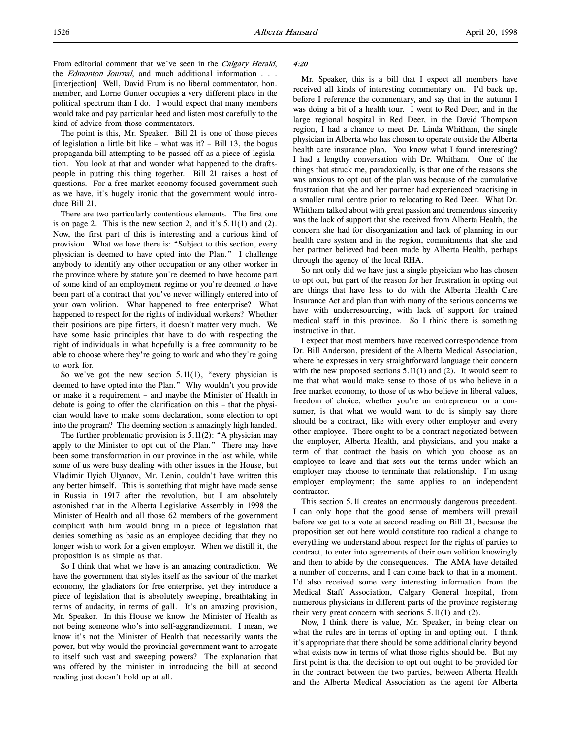From editorial comment that we've seen in the *Calgary Herald*, the *Edmonton Journal*, and much additional information . . . [interjection] Well, David Frum is no liberal commentator, hon. member, and Lorne Gunter occupies a very different place in the political spectrum than I do. I would expect that many members would take and pay particular heed and listen most carefully to the kind of advice from those commentators.

The point is this, Mr. Speaker. Bill 21 is one of those pieces of legislation a little bit like – what was it? – Bill 13, the bogus propaganda bill attempting to be passed off as a piece of legislation. You look at that and wonder what happened to the draftspeople in putting this thing together. Bill 21 raises a host of questions. For a free market economy focused government such as we have, it's hugely ironic that the government would introduce Bill 21.

There are two particularly contentious elements. The first one is on page 2. This is the new section 2, and it's 5.11(1) and (2). Now, the first part of this is interesting and a curious kind of provision. What we have there is: "Subject to this section, every physician is deemed to have opted into the Plan." I challenge anybody to identify any other occupation or any other worker in the province where by statute you're deemed to have become part of some kind of an employment regime or you're deemed to have been part of a contract that you've never willingly entered into of your own volition. What happened to free enterprise? What happened to respect for the rights of individual workers? Whether their positions are pipe fitters, it doesn't matter very much. We have some basic principles that have to do with respecting the right of individuals in what hopefully is a free community to be able to choose where they're going to work and who they're going to work for.

So we've got the new section 5.11(1), "every physician is deemed to have opted into the Plan." Why wouldn't you provide or make it a requirement – and maybe the Minister of Health in debate is going to offer the clarification on this – that the physician would have to make some declaration, some election to opt into the program? The deeming section is amazingly high handed.

The further problematic provision is 5.11(2): "A physician may apply to the Minister to opt out of the Plan." There may have been some transformation in our province in the last while, while some of us were busy dealing with other issues in the House, but Vladimir Ilyich Ulyanov, Mr. Lenin, couldn't have written this any better himself. This is something that might have made sense in Russia in 1917 after the revolution, but I am absolutely astonished that in the Alberta Legislative Assembly in 1998 the Minister of Health and all those 62 members of the government complicit with him would bring in a piece of legislation that denies something as basic as an employee deciding that they no longer wish to work for a given employer. When we distill it, the proposition is as simple as that.

So I think that what we have is an amazing contradiction. We have the government that styles itself as the saviour of the market economy, the gladiators for free enterprise, yet they introduce a piece of legislation that is absolutely sweeping, breathtaking in terms of audacity, in terms of gall. It's an amazing provision, Mr. Speaker. In this House we know the Minister of Health as not being someone who's into self-aggrandizement. I mean, we know it's not the Minister of Health that necessarily wants the power, but why would the provincial government want to arrogate to itself such vast and sweeping powers? The explanation that was offered by the minister in introducing the bill at second reading just doesn't hold up at all.

*4:20*

Mr. Speaker, this is a bill that I expect all members have received all kinds of interesting commentary on. I'd back up, before I reference the commentary, and say that in the autumn I was doing a bit of a health tour. I went to Red Deer, and in the large regional hospital in Red Deer, in the David Thompson region, I had a chance to meet Dr. Linda Whitham, the single physician in Alberta who has chosen to operate outside the Alberta health care insurance plan. You know what I found interesting? I had a lengthy conversation with Dr. Whitham. One of the things that struck me, paradoxically, is that one of the reasons she was anxious to opt out of the plan was because of the cumulative frustration that she and her partner had experienced practising in a smaller rural centre prior to relocating to Red Deer. What Dr. Whitham talked about with great passion and tremendous sincerity was the lack of support that she received from Alberta Health, the concern she had for disorganization and lack of planning in our health care system and in the region, commitments that she and her partner believed had been made by Alberta Health, perhaps through the agency of the local RHA.

So not only did we have just a single physician who has chosen to opt out, but part of the reason for her frustration in opting out are things that have less to do with the Alberta Health Care Insurance Act and plan than with many of the serious concerns we have with underresourcing, with lack of support for trained medical staff in this province. So I think there is something instructive in that.

I expect that most members have received correspondence from Dr. Bill Anderson, president of the Alberta Medical Association, where he expresses in very straightforward language their concern with the new proposed sections 5.11(1) and (2). It would seem to me that what would make sense to those of us who believe in a free market economy, to those of us who believe in liberal values, freedom of choice, whether you're an entrepreneur or a consumer, is that what we would want to do is simply say there should be a contract, like with every other employer and every other employee. There ought to be a contract negotiated between the employer, Alberta Health, and physicians, and you make a term of that contract the basis on which you choose as an employee to leave and that sets out the terms under which an employer may choose to terminate that relationship. I'm using employer employment; the same applies to an independent contractor.

This section 5.11 creates an enormously dangerous precedent. I can only hope that the good sense of members will prevail before we get to a vote at second reading on Bill 21, because the proposition set out here would constitute too radical a change to everything we understand about respect for the rights of parties to contract, to enter into agreements of their own volition knowingly and then to abide by the consequences. The AMA have detailed a number of concerns, and I can come back to that in a moment. I'd also received some very interesting information from the Medical Staff Association, Calgary General hospital, from numerous physicians in different parts of the province registering their very great concern with sections 5.11(1) and (2).

Now, I think there is value, Mr. Speaker, in being clear on what the rules are in terms of opting in and opting out. I think it's appropriate that there should be some additional clarity beyond what exists now in terms of what those rights should be. But my first point is that the decision to opt out ought to be provided for in the contract between the two parties, between Alberta Health and the Alberta Medical Association as the agent for Alberta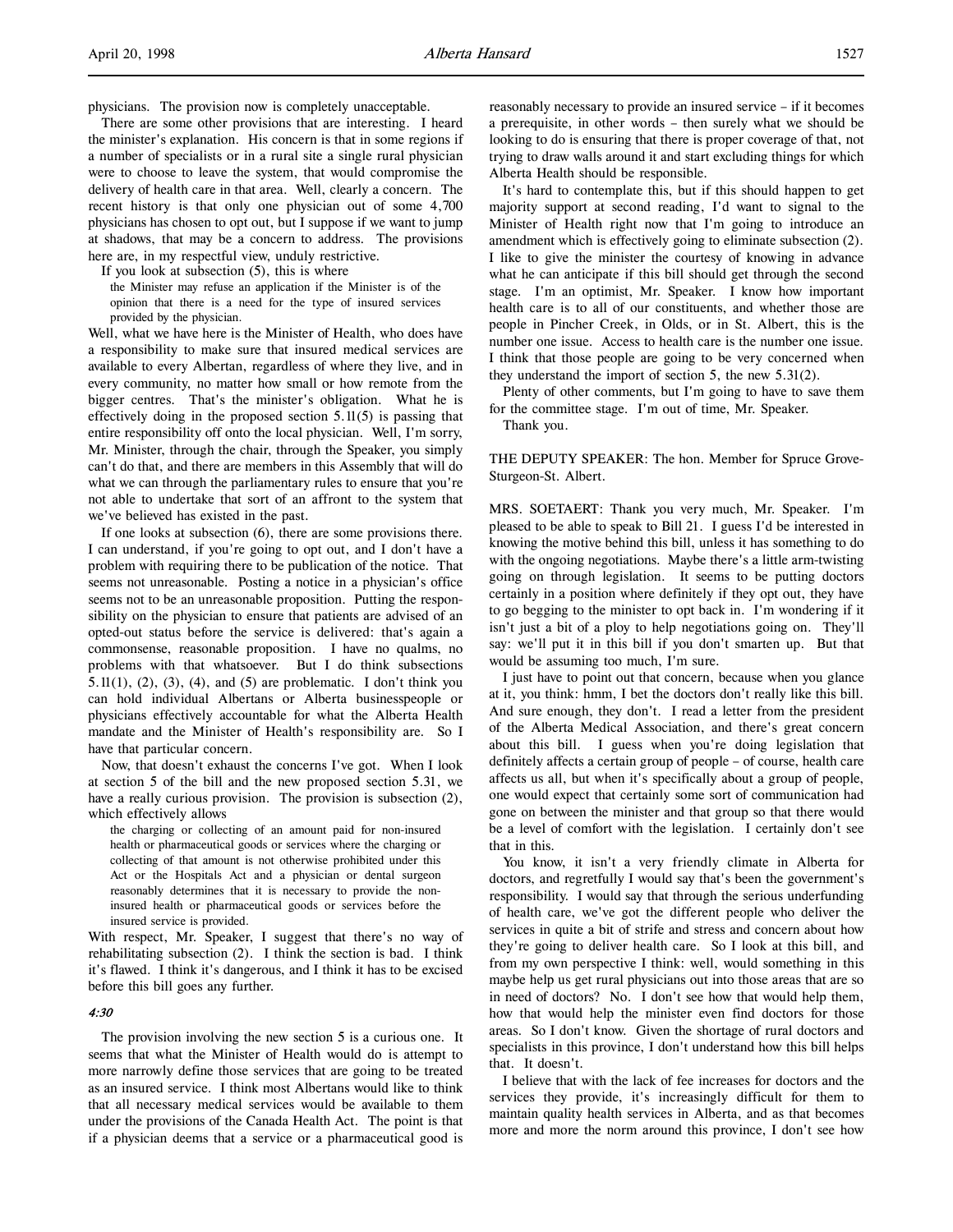physicians. The provision now is completely unacceptable.

There are some other provisions that are interesting. I heard the minister's explanation. His concern is that in some regions if a number of specialists or in a rural site a single rural physician were to choose to leave the system, that would compromise the delivery of health care in that area. Well, clearly a concern. The recent history is that only one physician out of some 4,700 physicians has chosen to opt out, but I suppose if we want to jump at shadows, that may be a concern to address. The provisions here are, in my respectful view, unduly restrictive.

If you look at subsection (5), this is where

> the Minister may refuse an application if the Minister is of the opinion that there is a need for the type of insured services provided by the physician.

Well, what we have here is the Minister of Health, who does have a responsibility to make sure that insured medical services are available to every Albertan, regardless of where they live, and in every community, no matter how small or how remote from the bigger centres. That's the minister's obligation. What he is effectively doing in the proposed section 5.11(5) is passing that entire responsibility off onto the local physician. Well, I'm sorry, Mr. Minister, through the chair, through the Speaker, you simply can't do that, and there are members in this Assembly that will do what we can through the parliamentary rules to ensure that you're not able to undertake that sort of an affront to the system that we've believed has existed in the past.

If one looks at subsection (6), there are some provisions there. I can understand, if you're going to opt out, and I don't have a problem with requiring there to be publication of the notice. That seems not unreasonable. Posting a notice in a physician's office seems not to be an unreasonable proposition. Putting the responsibility on the physician to ensure that patients are advised of an opted-out status before the service is delivered: that's again a commonsense, reasonable proposition. I have no qualms, no problems with that whatsoever. But I do think subsections 5.11(1), (2), (3), (4), and (5) are problematic. I don't think you can hold individual Albertans or Alberta businesspeople or physicians effectively accountable for what the Alberta Health mandate and the Minister of Health's responsibility are. So I have that particular concern.

Now, that doesn't exhaust the concerns I've got. When I look at section 5 of the bill and the new proposed section 5.31, we have a really curious provision. The provision is subsection (2), which effectively allows

> the charging or collecting of an amount paid for non-insured health or pharmaceutical goods or services where the charging or collecting of that amount is not otherwise prohibited under this Act or the Hospitals Act and a physician or dental surgeon reasonably determines that it is necessary to provide the non-insured health or pharmaceutical goods or services before the insured service is provided.

With respect, Mr. Speaker, I suggest that there's no way of rehabilitating subsection (2). I think the section is bad. I think it's flawed. I think it's dangerous, and I think it has to be excised before this bill goes any further.

*4:30*

The provision involving the new section 5 is a curious one. It seems that what the Minister of Health would do is attempt to more narrowly define those services that are going to be treated as an insured service. I think most Albertans would like to think that all necessary medical services would be available to them under the provisions of the Canada Health Act. The point is that if a physician deems that a service or a pharmaceutical good is reasonably necessary to provide an insured service – if it becomes a prerequisite, in other words – then surely what we should be looking to do is ensuring that there is proper coverage of that, not trying to draw walls around it and start excluding things for which Alberta Health should be responsible.

It's hard to contemplate this, but if this should happen to get majority support at second reading, I'd want to signal to the Minister of Health right now that I'm going to introduce an amendment which is effectively going to eliminate subsection (2). I like to give the minister the courtesy of knowing in advance what he can anticipate if this bill should get through the second stage. I'm an optimist, Mr. Speaker. I know how important health care is to all of our constituents, and whether those are people in Pincher Creek, in Olds, or in St. Albert, this is the number one issue. Access to health care is the number one issue. I think that those people are going to be very concerned when they understand the import of section 5, the new 5.31(2).

Plenty of other comments, but I'm going to have to save them for the committee stage. I'm out of time, Mr. Speaker.

Thank you.

THE DEPUTY SPEAKER: The hon. Member for Spruce Grove-Sturgeon-St. Albert.

MRS. SOETAERT: Thank you very much, Mr. Speaker. I'm pleased to be able to speak to Bill 21. I guess I'd be interested in knowing the motive behind this bill, unless it has something to do with the ongoing negotiations. Maybe there's a little arm-twisting going on through legislation. It seems to be putting doctors certainly in a position where definitely if they opt out, they have to go begging to the minister to opt back in. I'm wondering if it isn't just a bit of a ploy to help negotiations going on. They'll say: we'll put it in this bill if you don't smarten up. But that would be assuming too much, I'm sure.

I just have to point out that concern, because when you glance at it, you think: hmm, I bet the doctors don't really like this bill. And sure enough, they don't. I read a letter from the president of the Alberta Medical Association, and there's great concern about this bill. I guess when you're doing legislation that definitely affects a certain group of people – of course, health care affects us all, but when it's specifically about a group of people, one would expect that certainly some sort of communication had gone on between the minister and that group so that there would be a level of comfort with the legislation. I certainly don't see that in this.

You know, it isn't a very friendly climate in Alberta for doctors, and regretfully I would say that's been the government's responsibility. I would say that through the serious underfunding of health care, we've got the different people who deliver the services in quite a bit of strife and stress and concern about how they're going to deliver health care. So I look at this bill, and from my own perspective I think: well, would something in this maybe help us get rural physicians out into those areas that are so in need of doctors? No. I don't see how that would help them, how that would help the minister even find doctors for those areas. So I don't know. Given the shortage of rural doctors and specialists in this province, I don't understand how this bill helps that. It doesn't.

I believe that with the lack of fee increases for doctors and the services they provide, it's increasingly difficult for them to maintain quality health services in Alberta, and as that becomes more and more the norm around this province, I don't see how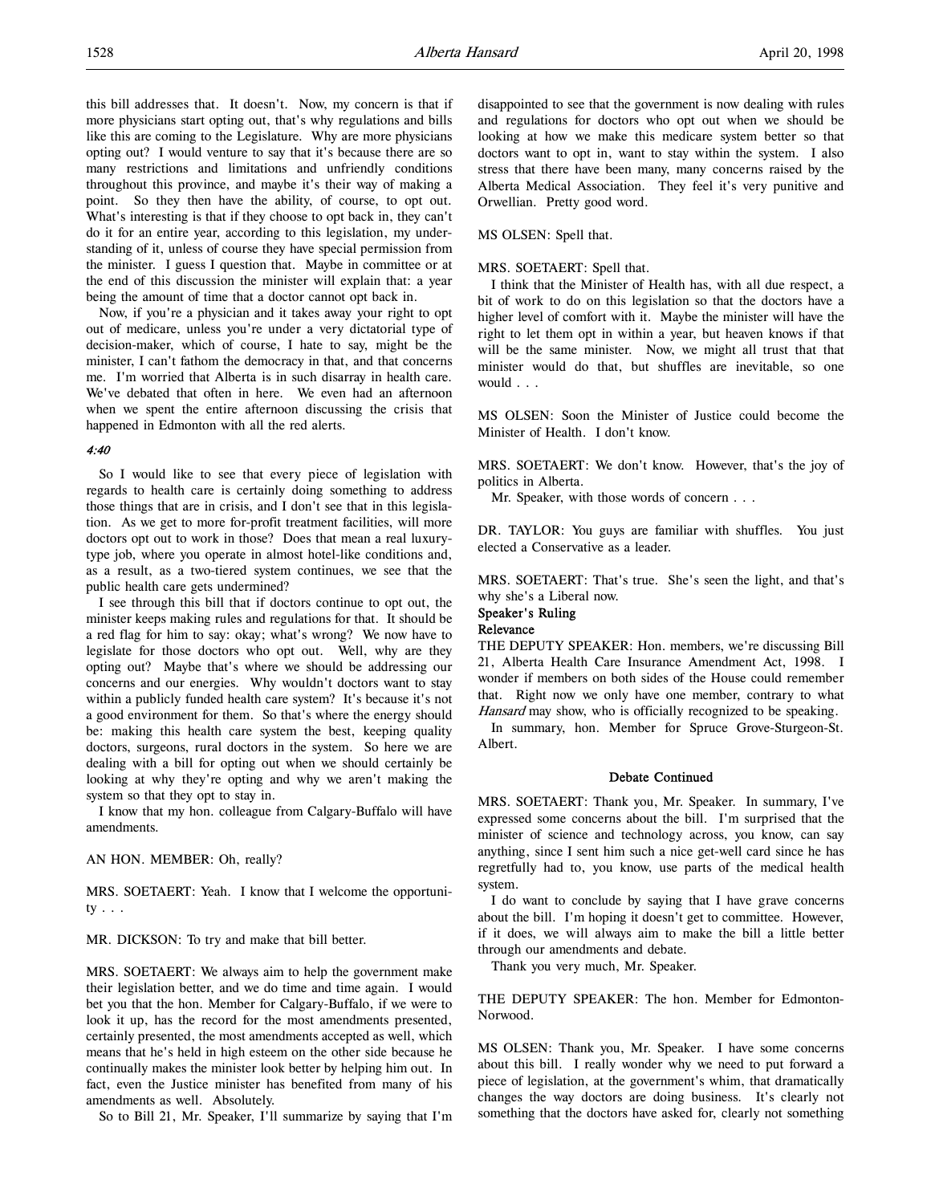this bill addresses that. It doesn't. Now, my concern is that if more physicians start opting out, that's why regulations and bills like this are coming to the Legislature. Why are more physicians opting out? I would venture to say that it's because there are so many restrictions and limitations and unfriendly conditions throughout this province, and maybe it's their way of making a point. So they then have the ability, of course, to opt out. What's interesting is that if they choose to opt back in, they can't do it for an entire year, according to this legislation, my understanding of it, unless of course they have special permission from the minister. I guess I question that. Maybe in committee or at the end of this discussion the minister will explain that: a year being the amount of time that a doctor cannot opt back in.

Now, if you're a physician and it takes away your right to opt out of medicare, unless you're under a very dictatorial type of decision-maker, which of course, I hate to say, might be the minister, I can't fathom the democracy in that, and that concerns me. I'm worried that Alberta is in such disarray in health care. We've debated that often in here. We even had an afternoon when we spent the entire afternoon discussing the crisis that happened in Edmonton with all the red alerts.

*4:40*

So I would like to see that every piece of legislation with regards to health care is certainly doing something to address those things that are in crisis, and I don't see that in this legislation. As we get to more for-profit treatment facilities, will more doctors opt out to work in those? Does that mean a real luxury-type job, where you operate in almost hotel-like conditions and, as a result, as a two-tiered system continues, we see that the public health care gets undermined?

I see through this bill that if doctors continue to opt out, the minister keeps making rules and regulations for that. It should be a red flag for him to say: okay; what's wrong? We now have to legislate for those doctors who opt out. Well, why are they opting out? Maybe that's where we should be addressing our concerns and our energies. Why wouldn't doctors want to stay within a publicly funded health care system? It's because it's not a good environment for them. So that's where the energy should be: making this health care system the best, keeping quality doctors, surgeons, rural doctors in the system. So here we are dealing with a bill for opting out when we should certainly be looking at why they're opting and why we aren't making the system so that they opt to stay in.

I know that my hon. colleague from Calgary-Buffalo will have amendments.

AN HON. MEMBER: Oh, really?

MRS. SOETAERT: Yeah. I know that I welcome the opportunity . . .

MR. DICKSON: To try and make that bill better.

MRS. SOETAERT: We always aim to help the government make their legislation better, and we do time and time again. I would bet you that the hon. Member for Calgary-Buffalo, if we were to look it up, has the record for the most amendments presented, certainly presented, the most amendments accepted as well, which means that he's held in high esteem on the other side because he continually makes the minister look better by helping him out. In fact, even the Justice minister has benefited from many of his amendments as well. Absolutely.

So to Bill 21, Mr. Speaker, I'll summarize by saying that I'm disappointed to see that the government is now dealing with rules and regulations for doctors who opt out when we should be looking at how we make this medicare system better so that doctors want to opt in, want to stay within the system. I also stress that there have been many, many concerns raised by the Alberta Medical Association. They feel it's very punitive and Orwellian. Pretty good word.

MS OLSEN: Spell that.

MRS. SOETAERT: Spell that.

I think that the Minister of Health has, with all due respect, a bit of work to do on this legislation so that the doctors have a higher level of comfort with it. Maybe the minister will have the right to let them opt in within a year, but heaven knows if that will be the same minister. Now, we might all trust that that minister would do that, but shuffles are inevitable, so one would . . .

MS OLSEN: Soon the Minister of Justice could become the Minister of Health. I don't know.

MRS. SOETAERT: We don't know. However, that's the joy of politics in Alberta.

Mr. Speaker, with those words of concern . . .

DR. TAYLOR: You guys are familiar with shuffles. You just elected a Conservative as a leader.

MRS. SOETAERT: That's true. She's seen the light, and that's why she's a Liberal now.

**Speaker's Ruling**
**Relevance**

THE DEPUTY SPEAKER: Hon. members, we're discussing Bill 21, Alberta Health Care Insurance Amendment Act, 1998. I wonder if members on both sides of the House could remember that. Right now we only have one member, contrary to what *Hansard* may show, who is officially recognized to be speaking.

In summary, hon. Member for Spruce Grove-Sturgeon-St. Albert.

**Debate Continued**

MRS. SOETAERT: Thank you, Mr. Speaker. In summary, I've expressed some concerns about the bill. I'm surprised that the minister of science and technology across, you know, can say anything, since I sent him such a nice get-well card since he has regretfully had to, you know, use parts of the medical health system.

I do want to conclude by saying that I have grave concerns about the bill. I'm hoping it doesn't get to committee. However, if it does, we will always aim to make the bill a little better through our amendments and debate.

Thank you very much, Mr. Speaker.

THE DEPUTY SPEAKER: The hon. Member for Edmonton-Norwood.

MS OLSEN: Thank you, Mr. Speaker. I have some concerns about this bill. I really wonder why we need to put forward a piece of legislation, at the government's whim, that dramatically changes the way doctors are doing business. It's clearly not something that the doctors have asked for, clearly not something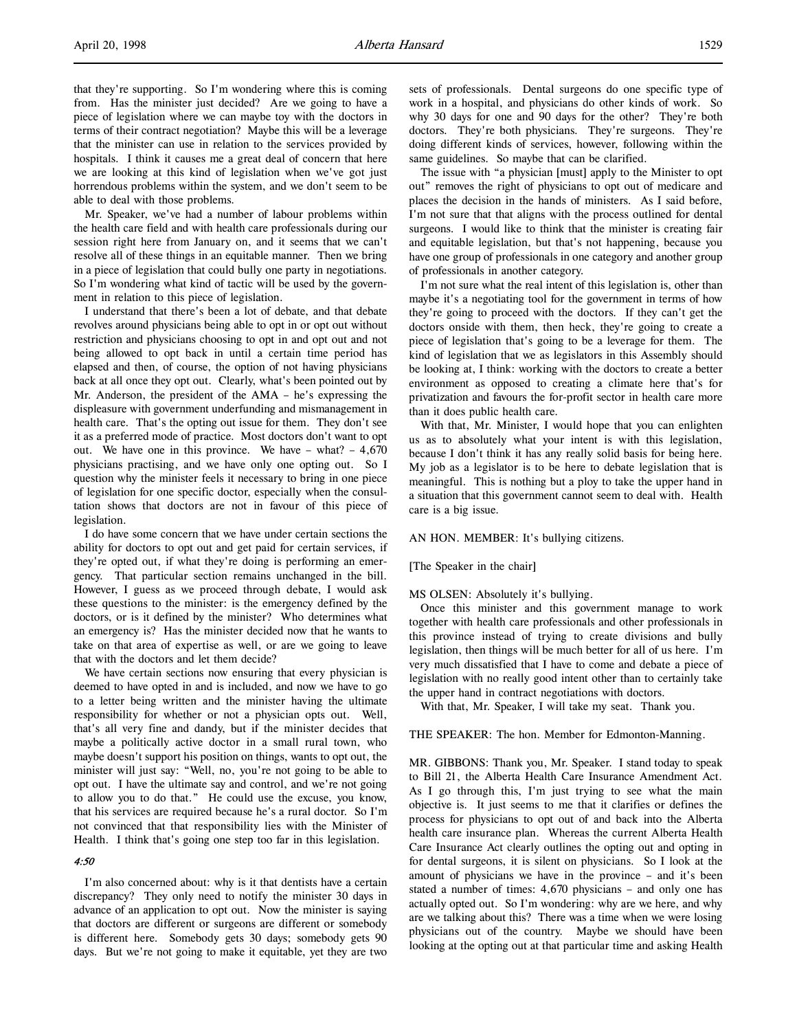that they're supporting. So I'm wondering where this is coming from. Has the minister just decided? Are we going to have a piece of legislation where we can maybe toy with the doctors in terms of their contract negotiation? Maybe this will be a leverage that the minister can use in relation to the services provided by hospitals. I think it causes me a great deal of concern that here we are looking at this kind of legislation when we've got just horrendous problems within the system, and we don't seem to be able to deal with those problems.

Mr. Speaker, we've had a number of labour problems within the health care field and with health care professionals during our session right here from January on, and it seems that we can't resolve all of these things in an equitable manner. Then we bring in a piece of legislation that could bully one party in negotiations. So I'm wondering what kind of tactic will be used by the government in relation to this piece of legislation.

I understand that there's been a lot of debate, and that debate revolves around physicians being able to opt in or opt out without restriction and physicians choosing to opt in and opt out and not being allowed to opt back in until a certain time period has elapsed and then, of course, the option of not having physicians back at all once they opt out. Clearly, what's been pointed out by Mr. Anderson, the president of the AMA – he's expressing the displeasure with government underfunding and mismanagement in health care. That's the opting out issue for them. They don't see it as a preferred mode of practice. Most doctors don't want to opt out. We have one in this province. We have – what? – 4,670 physicians practising, and we have only one opting out. So I question why the minister feels it necessary to bring in one piece of legislation for one specific doctor, especially when the consultation shows that doctors are not in favour of this piece of legislation.

I do have some concern that we have under certain sections the ability for doctors to opt out and get paid for certain services, if they're opted out, if what they're doing is performing an emergency. That particular section remains unchanged in the bill. However, I guess as we proceed through debate, I would ask these questions to the minister: is the emergency defined by the doctors, or is it defined by the minister? Who determines what an emergency is? Has the minister decided now that he wants to take on that area of expertise as well, or are we going to leave that with the doctors and let them decide?

We have certain sections now ensuring that every physician is deemed to have opted in and is included, and now we have to go to a letter being written and the minister having the ultimate responsibility for whether or not a physician opts out. Well, that's all very fine and dandy, but if the minister decides that maybe a politically active doctor in a small rural town, who maybe doesn't support his position on things, wants to opt out, the minister will just say: "Well, no, you're not going to be able to opt out. I have the ultimate say and control, and we're not going to allow you to do that." He could use the excuse, you know, that his services are required because he's a rural doctor. So I'm not convinced that that responsibility lies with the Minister of Health. I think that's going one step too far in this legislation.

*4:50*

I'm also concerned about: why is it that dentists have a certain discrepancy? They only need to notify the minister 30 days in advance of an application to opt out. Now the minister is saying that doctors are different or surgeons are different or somebody is different here. Somebody gets 30 days; somebody gets 90 days. But we're not going to make it equitable, yet they are two sets of professionals. Dental surgeons do one specific type of work in a hospital, and physicians do other kinds of work. So why 30 days for one and 90 days for the other? They're both doctors. They're both physicians. They're surgeons. They're doing different kinds of services, however, following within the same guidelines. So maybe that can be clarified.

The issue with "a physician [must] apply to the Minister to opt out" removes the right of physicians to opt out of medicare and places the decision in the hands of ministers. As I said before, I'm not sure that that aligns with the process outlined for dental surgeons. I would like to think that the minister is creating fair and equitable legislation, but that's not happening, because you have one group of professionals in one category and another group of professionals in another category.

I'm not sure what the real intent of this legislation is, other than maybe it's a negotiating tool for the government in terms of how they're going to proceed with the doctors. If they can't get the doctors onside with them, then heck, they're going to create a piece of legislation that's going to be a leverage for them. The kind of legislation that we as legislators in this Assembly should be looking at, I think: working with the doctors to create a better environment as opposed to creating a climate here that's for privatization and favours the for-profit sector in health care more than it does public health care.

With that, Mr. Minister, I would hope that you can enlighten us as to absolutely what your intent is with this legislation, because I don't think it has any really solid basis for being here. My job as a legislator is to be here to debate legislation that is meaningful. This is nothing but a ploy to take the upper hand in a situation that this government cannot seem to deal with. Health care is a big issue.

AN HON. MEMBER: It's bullying citizens.

[The Speaker in the chair]

MS OLSEN: Absolutely it's bullying.

Once this minister and this government manage to work together with health care professionals and other professionals in this province instead of trying to create divisions and bully legislation, then things will be much better for all of us here. I'm very much dissatisfied that I have to come and debate a piece of legislation with no really good intent other than to certainly take the upper hand in contract negotiations with doctors.

With that, Mr. Speaker, I will take my seat. Thank you.

THE SPEAKER: The hon. Member for Edmonton-Manning.

MR. GIBBONS: Thank you, Mr. Speaker. I stand today to speak to Bill 21, the Alberta Health Care Insurance Amendment Act. As I go through this, I'm just trying to see what the main objective is. It just seems to me that it clarifies or defines the process for physicians to opt out of and back into the Alberta health care insurance plan. Whereas the current Alberta Health Care Insurance Act clearly outlines the opting out and opting in for dental surgeons, it is silent on physicians. So I look at the amount of physicians we have in the province – and it's been stated a number of times: 4,670 physicians – and only one has actually opted out. So I'm wondering: why are we here, and why are we talking about this? There was a time when we were losing physicians out of the country. Maybe we should have been looking at the opting out at that particular time and asking Health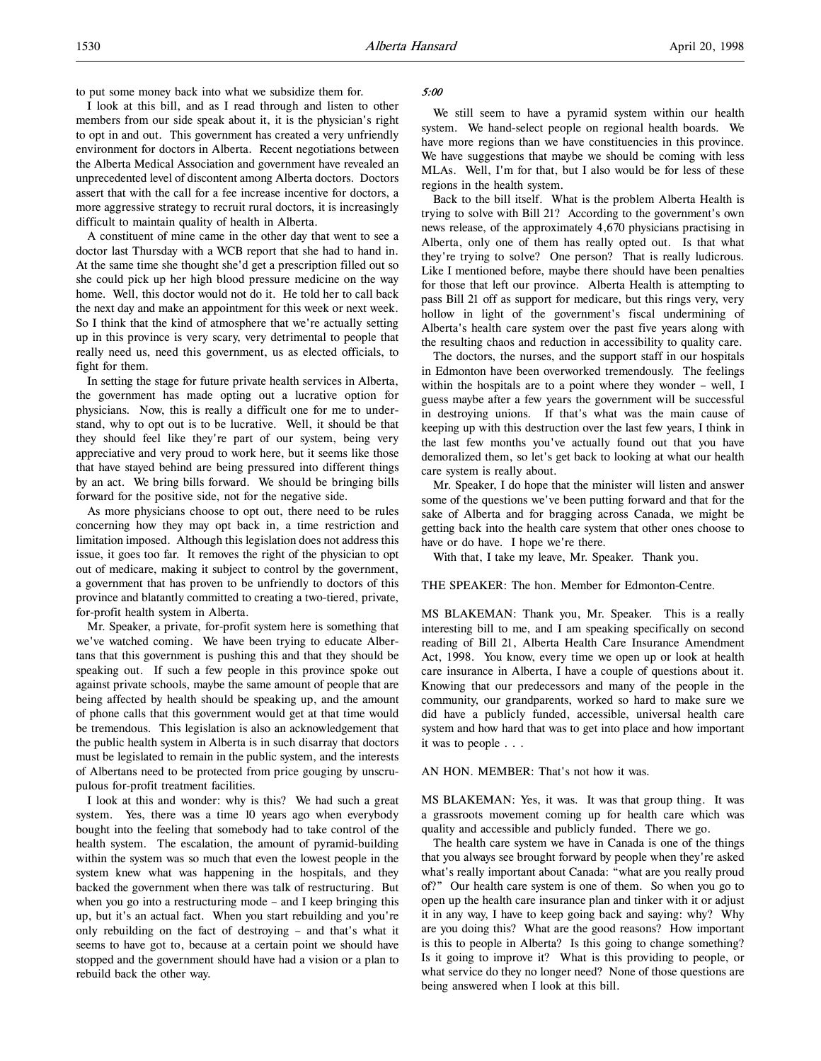to put some money back into what we subsidize them for.

I look at this bill, and as I read through and listen to other members from our side speak about it, it is the physician's right to opt in and out. This government has created a very unfriendly environment for doctors in Alberta. Recent negotiations between the Alberta Medical Association and government have revealed an unprecedented level of discontent among Alberta doctors. Doctors assert that with the call for a fee increase incentive for doctors, a more aggressive strategy to recruit rural doctors, it is increasingly difficult to maintain quality of health in Alberta.

A constituent of mine came in the other day that went to see a doctor last Thursday with a WCB report that she had to hand in. At the same time she thought she'd get a prescription filled out so she could pick up her high blood pressure medicine on the way home. Well, this doctor would not do it. He told her to call back the next day and make an appointment for this week or next week. So I think that the kind of atmosphere that we're actually setting up in this province is very scary, very detrimental to people that really need us, need this government, us as elected officials, to fight for them.

In setting the stage for future private health services in Alberta, the government has made opting out a lucrative option for physicians. Now, this is really a difficult one for me to understand, why to opt out is to be lucrative. Well, it should be that they should feel like they're part of our system, being very appreciative and very proud to work here, but it seems like those that have stayed behind are being pressured into different things by an act. We bring bills forward. We should be bringing bills forward for the positive side, not for the negative side.

As more physicians choose to opt out, there need to be rules concerning how they may opt back in, a time restriction and limitation imposed. Although this legislation does not address this issue, it goes too far. It removes the right of the physician to opt out of medicare, making it subject to control by the government, a government that has proven to be unfriendly to doctors of this province and blatantly committed to creating a two-tiered, private, for-profit health system in Alberta.

Mr. Speaker, a private, for-profit system here is something that we've watched coming. We have been trying to educate Albertans that this government is pushing this and that they should be speaking out. If such a few people in this province spoke out against private schools, maybe the same amount of people that are being affected by health should be speaking up, and the amount of phone calls that this government would get at that time would be tremendous. This legislation is also an acknowledgement that the public health system in Alberta is in such disarray that doctors must be legislated to remain in the public system, and the interests of Albertans need to be protected from price gouging by unscrupulous for-profit treatment facilities.

I look at this and wonder: why is this? We had such a great system. Yes, there was a time 10 years ago when everybody bought into the feeling that somebody had to take control of the health system. The escalation, the amount of pyramid-building within the system was so much that even the lowest people in the system knew what was happening in the hospitals, and they backed the government when there was talk of restructuring. But when you go into a restructuring mode – and I keep bringing this up, but it's an actual fact. When you start rebuilding and you're only rebuilding on the fact of destroying – and that's what it seems to have got to, because at a certain point we should have stopped and the government should have had a vision or a plan to rebuild back the other way.

*5:00*

We still seem to have a pyramid system within our health system. We hand-select people on regional health boards. We have more regions than we have constituencies in this province. We have suggestions that maybe we should be coming with less MLAs. Well, I'm for that, but I also would be for less of these regions in the health system.

Back to the bill itself. What is the problem Alberta Health is trying to solve with Bill 21? According to the government's own news release, of the approximately 4,670 physicians practising in Alberta, only one of them has really opted out. Is that what they're trying to solve? One person? That is really ludicrous. Like I mentioned before, maybe there should have been penalties for those that left our province. Alberta Health is attempting to pass Bill 21 off as support for medicare, but this rings very, very hollow in light of the government's fiscal undermining of Alberta's health care system over the past five years along with the resulting chaos and reduction in accessibility to quality care.

The doctors, the nurses, and the support staff in our hospitals in Edmonton have been overworked tremendously. The feelings within the hospitals are to a point where they wonder – well, I guess maybe after a few years the government will be successful in destroying unions. If that's what was the main cause of keeping up with this destruction over the last few years, I think in the last few months you've actually found out that you have demoralized them, so let's get back to looking at what our health care system is really about.

Mr. Speaker, I do hope that the minister will listen and answer some of the questions we've been putting forward and that for the sake of Alberta and for bragging across Canada, we might be getting back into the health care system that other ones choose to have or do have. I hope we're there.

With that, I take my leave, Mr. Speaker. Thank you.

THE SPEAKER: The hon. Member for Edmonton-Centre.

MS BLAKEMAN: Thank you, Mr. Speaker. This is a really interesting bill to me, and I am speaking specifically on second reading of Bill 21, Alberta Health Care Insurance Amendment Act, 1998. You know, every time we open up or look at health care insurance in Alberta, I have a couple of questions about it. Knowing that our predecessors and many of the people in the community, our grandparents, worked so hard to make sure we did have a publicly funded, accessible, universal health care system and how hard that was to get into place and how important it was to people . . .

AN HON. MEMBER: That's not how it was.

MS BLAKEMAN: Yes, it was. It was that group thing. It was a grassroots movement coming up for health care which was quality and accessible and publicly funded. There we go.

The health care system we have in Canada is one of the things that you always see brought forward by people when they're asked what's really important about Canada: "what are you really proud of?" Our health care system is one of them. So when you go to open up the health care insurance plan and tinker with it or adjust it in any way, I have to keep going back and saying: why? Why are you doing this? What are the good reasons? How important is this to people in Alberta? Is this going to change something? Is it going to improve it? What is this providing to people, or what service do they no longer need? None of those questions are being answered when I look at this bill.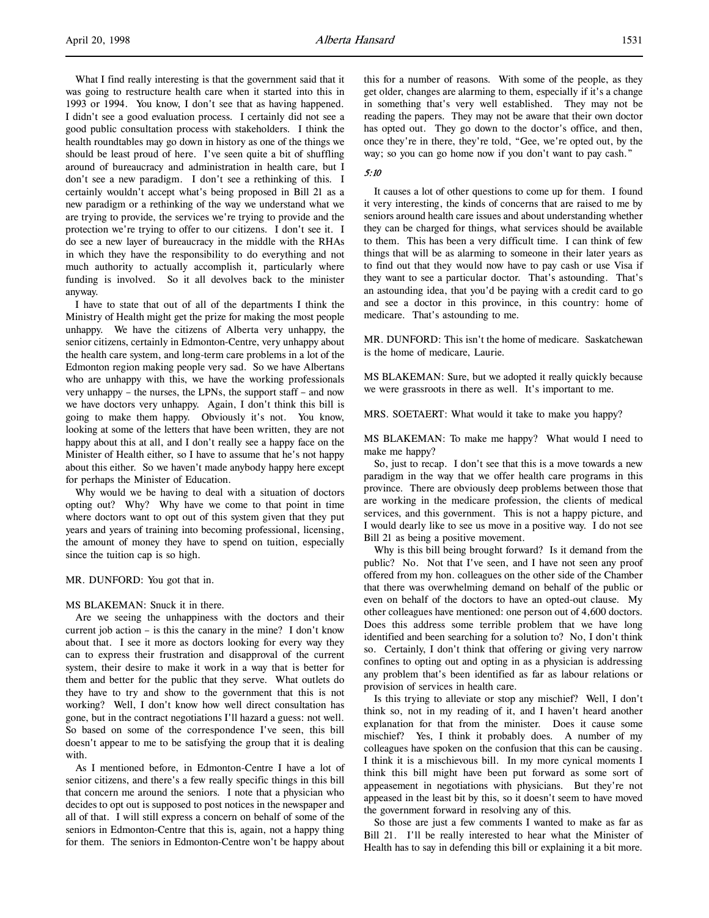What I find really interesting is that the government said that it was going to restructure health care when it started into this in 1993 or 1994. You know, I don't see that as having happened. I didn't see a good evaluation process. I certainly did not see a good public consultation process with stakeholders. I think the health roundtables may go down in history as one of the things we should be least proud of here. I've seen quite a bit of shuffling around of bureaucracy and administration in health care, but I don't see a new paradigm. I don't see a rethinking of this. I certainly wouldn't accept what's being proposed in Bill 21 as a new paradigm or a rethinking of the way we understand what we are trying to provide, the services we're trying to provide and the protection we're trying to offer to our citizens. I don't see it. I do see a new layer of bureaucracy in the middle with the RHAs in which they have the responsibility to do everything and not much authority to actually accomplish it, particularly where funding is involved. So it all devolves back to the minister anyway.

I have to state that out of all of the departments I think the Ministry of Health might get the prize for making the most people unhappy. We have the citizens of Alberta very unhappy, the senior citizens, certainly in Edmonton-Centre, very unhappy about the health care system, and long-term care problems in a lot of the Edmonton region making people very sad. So we have Albertans who are unhappy with this, we have the working professionals very unhappy – the nurses, the LPNs, the support staff – and now we have doctors very unhappy. Again, I don't think this bill is going to make them happy. Obviously it's not. You know, looking at some of the letters that have been written, they are not happy about this at all, and I don't really see a happy face on the Minister of Health either, so I have to assume that he's not happy about this either. So we haven't made anybody happy here except for perhaps the Minister of Education.

Why would we be having to deal with a situation of doctors opting out? Why? Why have we come to that point in time where doctors want to opt out of this system given that they put years and years of training into becoming professional, licensing, the amount of money they have to spend on tuition, especially since the tuition cap is so high.

MR. DUNFORD: You got that in.

MS BLAKEMAN: Snuck it in there.

Are we seeing the unhappiness with the doctors and their current job action – is this the canary in the mine? I don't know about that. I see it more as doctors looking for every way they can to express their frustration and disapproval of the current system, their desire to make it work in a way that is better for them and better for the public that they serve. What outlets do they have to try and show to the government that this is not working? Well, I don't know how well direct consultation has gone, but in the contract negotiations I'll hazard a guess: not well. So based on some of the correspondence I've seen, this bill doesn't appear to me to be satisfying the group that it is dealing with.

As I mentioned before, in Edmonton-Centre I have a lot of senior citizens, and there's a few really specific things in this bill that concern me around the seniors. I note that a physician who decides to opt out is supposed to post notices in the newspaper and all of that. I will still express a concern on behalf of some of the seniors in Edmonton-Centre that this is, again, not a happy thing for them. The seniors in Edmonton-Centre won't be happy about this for a number of reasons. With some of the people, as they get older, changes are alarming to them, especially if it's a change in something that's very well established. They may not be reading the papers. They may not be aware that their own doctor has opted out. They go down to the doctor's office, and then, once they're in there, they're told, "Gee, we're opted out, by the way; so you can go home now if you don't want to pay cash."

*5:10*

It causes a lot of other questions to come up for them. I found it very interesting, the kinds of concerns that are raised to me by seniors around health care issues and about understanding whether they can be charged for things, what services should be available to them. This has been a very difficult time. I can think of few things that will be as alarming to someone in their later years as to find out that they would now have to pay cash or use Visa if they want to see a particular doctor. That's astounding. That's an astounding idea, that you'd be paying with a credit card to go and see a doctor in this province, in this country: home of medicare. That's astounding to me.

MR. DUNFORD: This isn't the home of medicare. Saskatchewan is the home of medicare, Laurie.

MS BLAKEMAN: Sure, but we adopted it really quickly because we were grassroots in there as well. It's important to me.

MRS. SOETAERT: What would it take to make you happy?

MS BLAKEMAN: To make me happy? What would I need to make me happy?

So, just to recap. I don't see that this is a move towards a new paradigm in the way that we offer health care programs in this province. There are obviously deep problems between those that are working in the medicare profession, the clients of medical services, and this government. This is not a happy picture, and I would dearly like to see us move in a positive way. I do not see Bill 21 as being a positive movement.

Why is this bill being brought forward? Is it demand from the public? No. Not that I've seen, and I have not seen any proof offered from my hon. colleagues on the other side of the Chamber that there was overwhelming demand on behalf of the public or even on behalf of the doctors to have an opted-out clause. My other colleagues have mentioned: one person out of 4,600 doctors. Does this address some terrible problem that we have long identified and been searching for a solution to? No, I don't think so. Certainly, I don't think that offering or giving very narrow confines to opting out and opting in as a physician is addressing any problem that's been identified as far as labour relations or provision of services in health care.

Is this trying to alleviate or stop any mischief? Well, I don't think so, not in my reading of it, and I haven't heard another explanation for that from the minister. Does it cause some mischief? Yes, I think it probably does. A number of my colleagues have spoken on the confusion that this can be causing. I think it is a mischievous bill. In my more cynical moments I think this bill might have been put forward as some sort of appeasement in negotiations with physicians. But they're not appeased in the least bit by this, so it doesn't seem to have moved the government forward in resolving any of this.

So those are just a few comments I wanted to make as far as Bill 21. I'll be really interested to hear what the Minister of Health has to say in defending this bill or explaining it a bit more.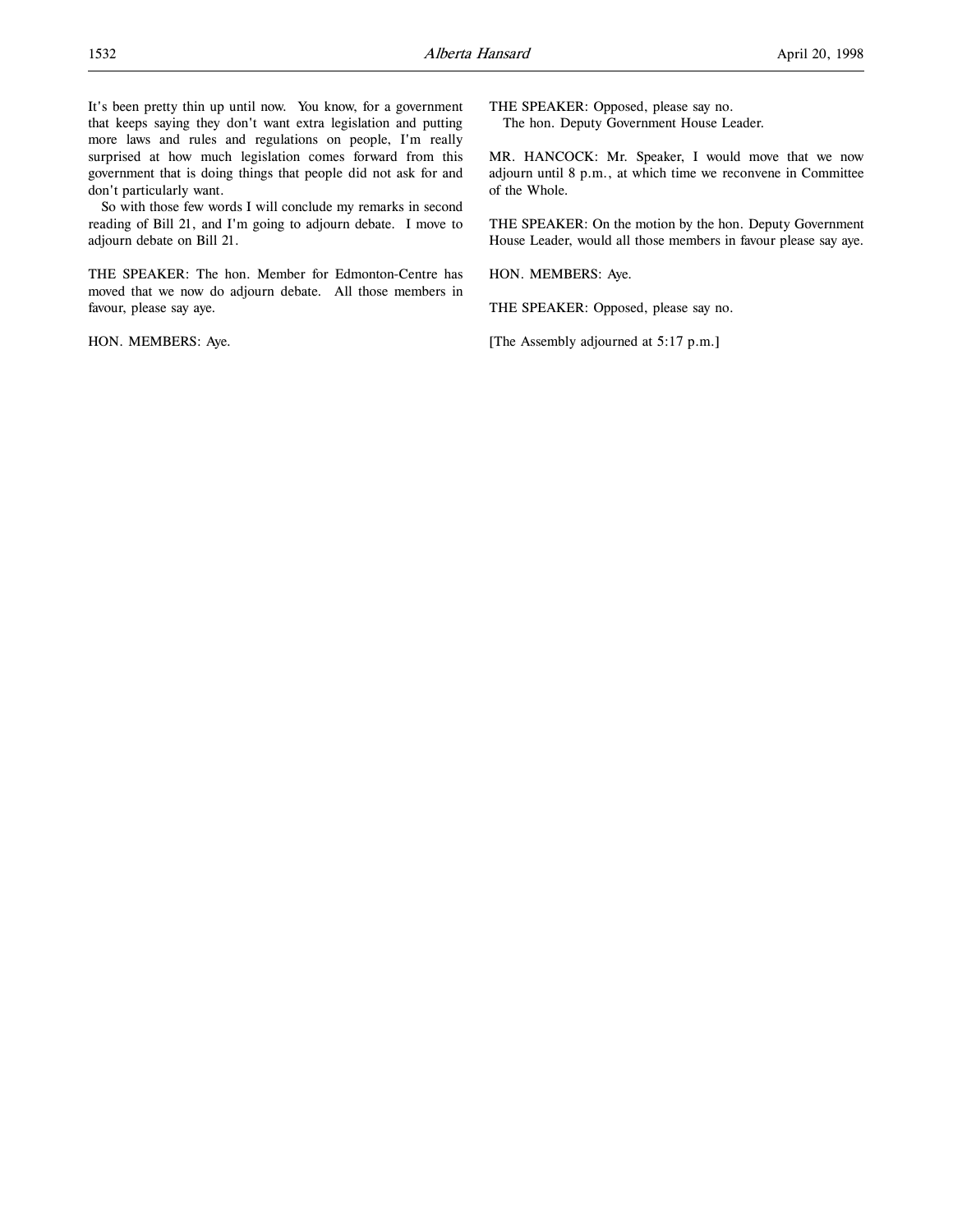It's been pretty thin up until now. You know, for a government that keeps saying they don't want extra legislation and putting more laws and rules and regulations on people, I'm really surprised at how much legislation comes forward from this government that is doing things that people did not ask for and don't particularly want.

So with those few words I will conclude my remarks in second reading of Bill 21, and I'm going to adjourn debate. I move to adjourn debate on Bill 21.

THE SPEAKER: The hon. Member for Edmonton-Centre has moved that we now do adjourn debate. All those members in favour, please say aye.

HON. MEMBERS: Aye.

THE SPEAKER: Opposed, please say no.

The hon. Deputy Government House Leader.

MR. HANCOCK: Mr. Speaker, I would move that we now adjourn until 8 p.m., at which time we reconvene in Committee of the Whole.

THE SPEAKER: On the motion by the hon. Deputy Government House Leader, would all those members in favour please say aye.

HON. MEMBERS: Aye.

THE SPEAKER: Opposed, please say no.

[The Assembly adjourned at 5:17 p.m.]